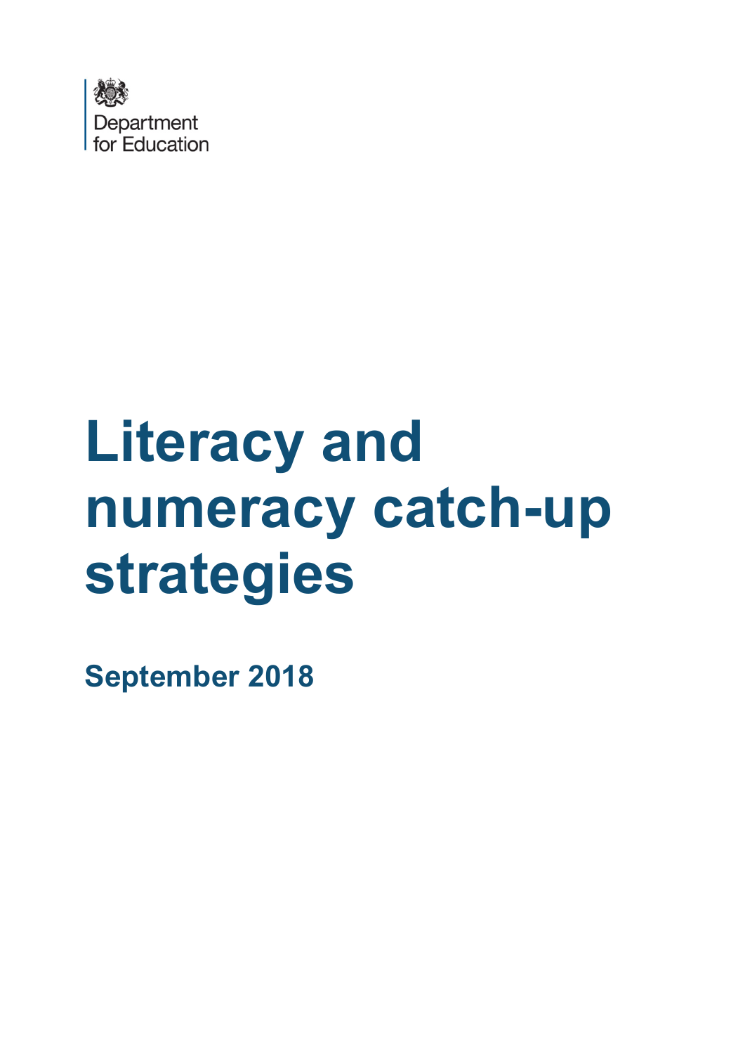Department for Education

# Literacy and numeracy catch-up strategies

**September 2018**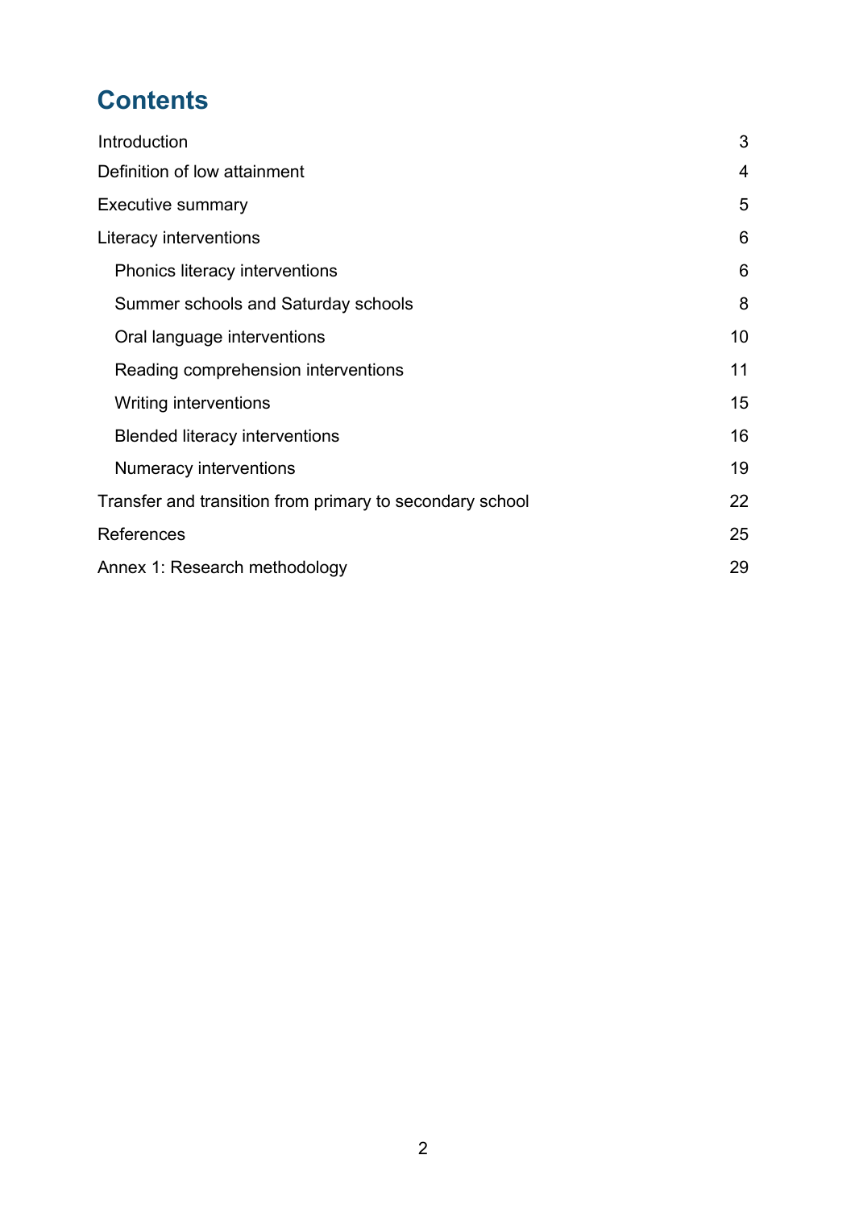# Contents

- Introduction 3
- Definition of low attainment 4
- Executive summary 5
- Literacy interventions 6
  - Phonics literacy interventions 6
  - Summer schools and Saturday schools 8
  - Oral language interventions 10
  - Reading comprehension interventions 11
  - Writing interventions 15
  - Blended literacy interventions 16
  - Numeracy interventions 19
- Transfer and transition from primary to secondary school 22
- References 25
- Annex 1: Research methodology 29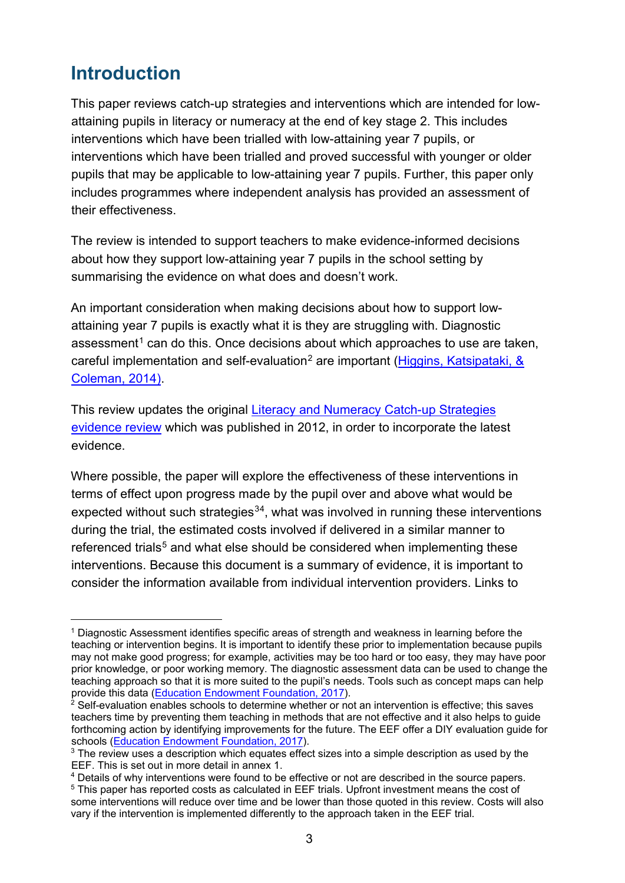# Introduction

This paper reviews catch-up strategies and interventions which are intended for low-attaining pupils in literacy or numeracy at the end of key stage 2. This includes interventions which have been trialled with low-attaining year 7 pupils, or interventions which have been trialled and proved successful with younger or older pupils that may be applicable to low-attaining year 7 pupils. Further, this paper only includes programmes where independent analysis has provided an assessment of their effectiveness.

The review is intended to support teachers to make evidence-informed decisions about how they support low-attaining year 7 pupils in the school setting by summarising the evidence on what does and doesn't work.

An important consideration when making decisions about how to support low-attaining year 7 pupils is exactly what it is they are struggling with. Diagnostic assessment[1] can do this. Once decisions about which approaches to use are taken, careful implementation and self-evaluation[2] are important (Higgins, Katsipataki, & Coleman, 2014).

This review updates the original Literacy and Numeracy Catch-up Strategies evidence review which was published in 2012, in order to incorporate the latest evidence.

Where possible, the paper will explore the effectiveness of these interventions in terms of effect upon progress made by the pupil over and above what would be expected without such strategies[3][4], what was involved in running these interventions during the trial, the estimated costs involved if delivered in a similar manner to referenced trials[5] and what else should be considered when implementing these interventions. Because this document is a summary of evidence, it is important to consider the information available from individual intervention providers. Links to

---

[1] Diagnostic Assessment identifies specific areas of strength and weakness in learning before the teaching or intervention begins. It is important to identify these prior to implementation because pupils may not make good progress; for example, activities may be too hard or too easy, they may have poor prior knowledge, or poor working memory. The diagnostic assessment data can be used to change the teaching approach so that it is more suited to the pupil's needs. Tools such as concept maps can help provide this data (Education Endowment Foundation, 2017).

[2] Self-evaluation enables schools to determine whether or not an intervention is effective; this saves teachers time by preventing them teaching in methods that are not effective and it also helps to guide forthcoming action by identifying improvements for the future. The EEF offer a DIY evaluation guide for schools (Education Endowment Foundation, 2017).

[3] The review uses a description which equates effect sizes into a simple description as used by the EEF. This is set out in more detail in annex 1.

[4] Details of why interventions were found to be effective or not are described in the source papers.

[5] This paper has reported costs as calculated in EEF trials. Upfront investment means the cost of some interventions will reduce over time and be lower than those quoted in this review. Costs will also vary if the intervention is implemented differently to the approach taken in the EEF trial.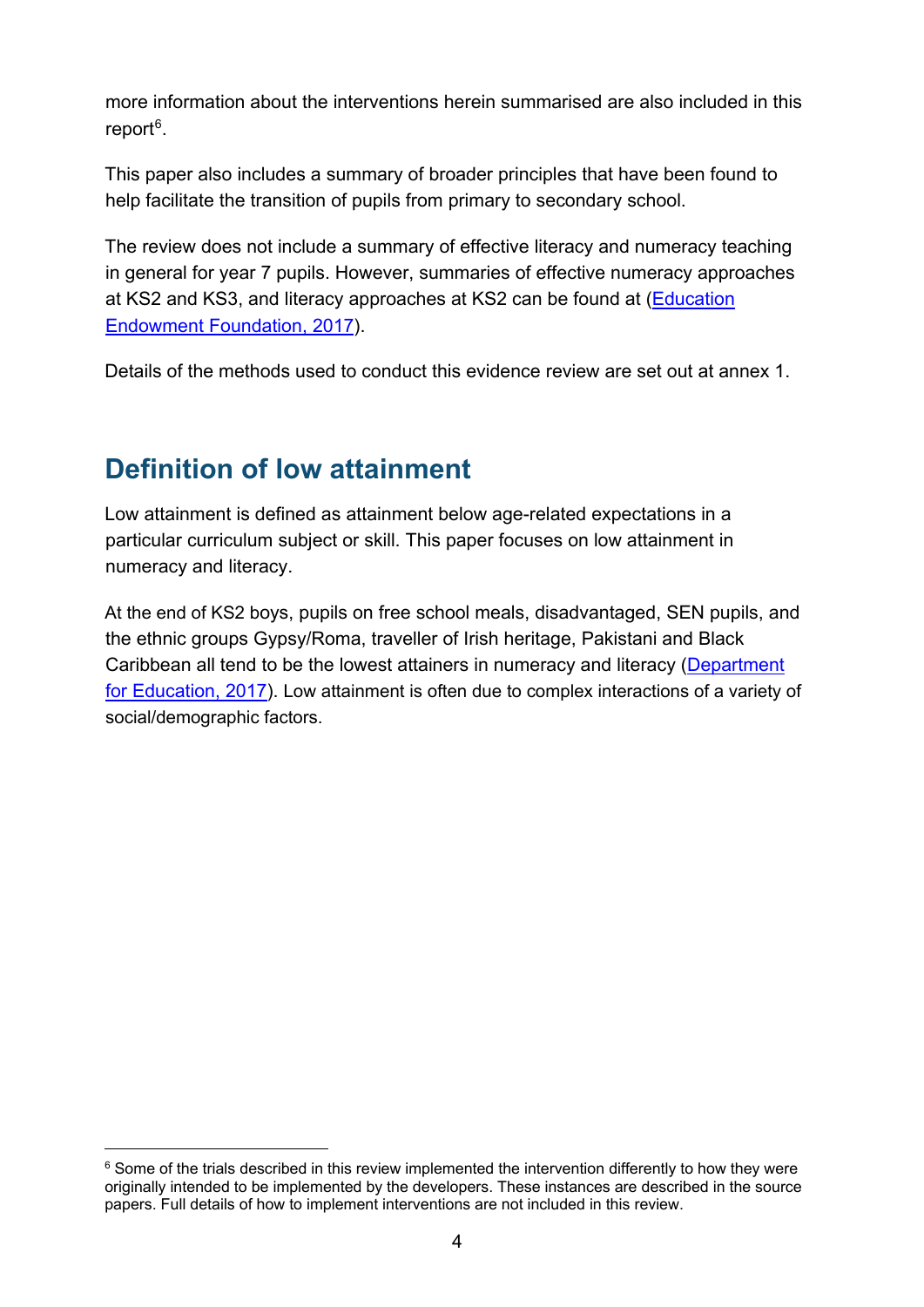more information about the interventions herein summarised are also included in this report[6].

This paper also includes a summary of broader principles that have been found to help facilitate the transition of pupils from primary to secondary school.

The review does not include a summary of effective literacy and numeracy teaching in general for year 7 pupils. However, summaries of effective numeracy approaches at KS2 and KS3, and literacy approaches at KS2 can be found at (Education Endowment Foundation, 2017).

Details of the methods used to conduct this evidence review are set out at annex 1.

## Definition of low attainment

Low attainment is defined as attainment below age-related expectations in a particular curriculum subject or skill. This paper focuses on low attainment in numeracy and literacy.

At the end of KS2 boys, pupils on free school meals, disadvantaged, SEN pupils, and the ethnic groups Gypsy/Roma, traveller of Irish heritage, Pakistani and Black Caribbean all tend to be the lowest attainers in numeracy and literacy (Department for Education, 2017). Low attainment is often due to complex interactions of a variety of social/demographic factors.

[6] Some of the trials described in this review implemented the intervention differently to how they were originally intended to be implemented by the developers. These instances are described in the source papers. Full details of how to implement interventions are not included in this review.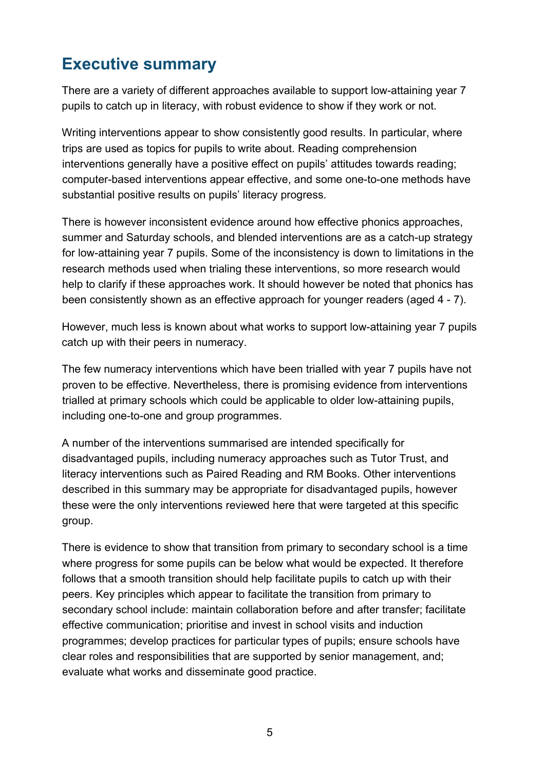## Executive summary

There are a variety of different approaches available to support low-attaining year 7 pupils to catch up in literacy, with robust evidence to show if they work or not.

Writing interventions appear to show consistently good results. In particular, where trips are used as topics for pupils to write about. Reading comprehension interventions generally have a positive effect on pupils' attitudes towards reading; computer-based interventions appear effective, and some one-to-one methods have substantial positive results on pupils' literacy progress.

There is however inconsistent evidence around how effective phonics approaches, summer and Saturday schools, and blended interventions are as a catch-up strategy for low-attaining year 7 pupils. Some of the inconsistency is down to limitations in the research methods used when trialing these interventions, so more research would help to clarify if these approaches work. It should however be noted that phonics has been consistently shown as an effective approach for younger readers (aged 4 - 7).

However, much less is known about what works to support low-attaining year 7 pupils catch up with their peers in numeracy.

The few numeracy interventions which have been trialled with year 7 pupils have not proven to be effective. Nevertheless, there is promising evidence from interventions trialled at primary schools which could be applicable to older low-attaining pupils, including one-to-one and group programmes.

A number of the interventions summarised are intended specifically for disadvantaged pupils, including numeracy approaches such as Tutor Trust, and literacy interventions such as Paired Reading and RM Books. Other interventions described in this summary may be appropriate for disadvantaged pupils, however these were the only interventions reviewed here that were targeted at this specific group.

There is evidence to show that transition from primary to secondary school is a time where progress for some pupils can be below what would be expected. It therefore follows that a smooth transition should help facilitate pupils to catch up with their peers. Key principles which appear to facilitate the transition from primary to secondary school include: maintain collaboration before and after transfer; facilitate effective communication; prioritise and invest in school visits and induction programmes; develop practices for particular types of pupils; ensure schools have clear roles and responsibilities that are supported by senior management, and; evaluate what works and disseminate good practice.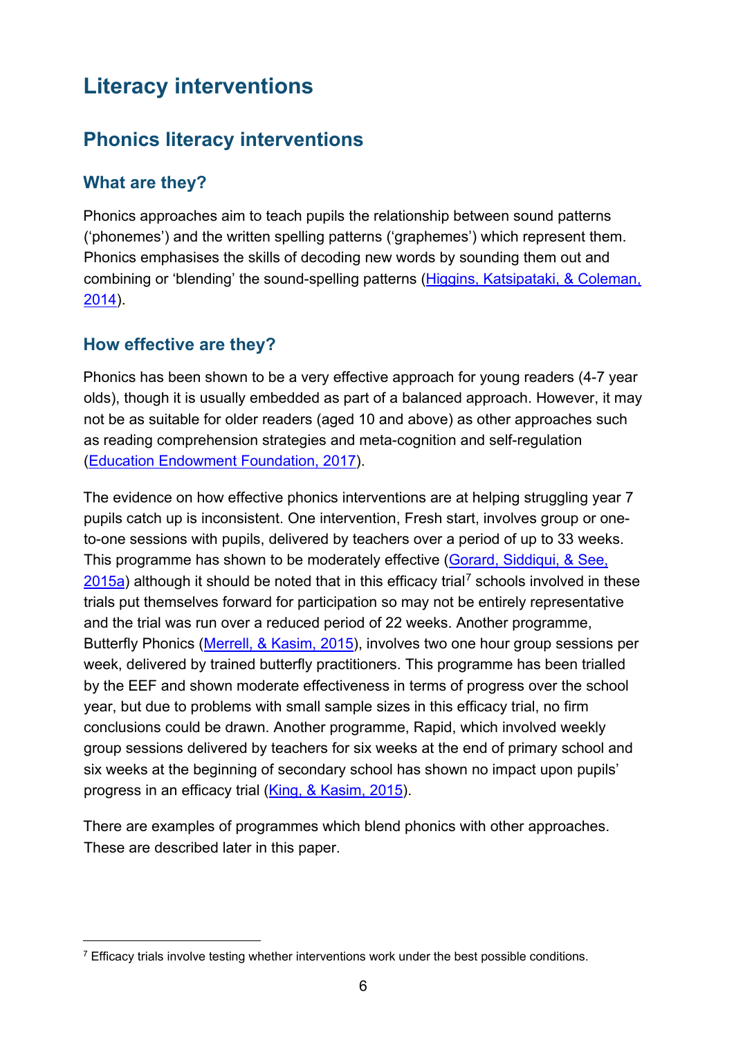# Literacy interventions

## Phonics literacy interventions

### What are they?

Phonics approaches aim to teach pupils the relationship between sound patterns ('phonemes') and the written spelling patterns ('graphemes') which represent them. Phonics emphasises the skills of decoding new words by sounding them out and combining or 'blending' the sound-spelling patterns (Higgins, Katsipataki, & Coleman, 2014).

### How effective are they?

Phonics has been shown to be a very effective approach for young readers (4-7 year olds), though it is usually embedded as part of a balanced approach. However, it may not be as suitable for older readers (aged 10 and above) as other approaches such as reading comprehension strategies and meta-cognition and self-regulation (Education Endowment Foundation, 2017).

The evidence on how effective phonics interventions are at helping struggling year 7 pupils catch up is inconsistent. One intervention, Fresh start, involves group or one-to-one sessions with pupils, delivered by teachers over a period of up to 33 weeks. This programme has shown to be moderately effective (Gorard, Siddiqui, & See, 2015a) although it should be noted that in this efficacy trial[7] schools involved in these trials put themselves forward for participation so may not be entirely representative and the trial was run over a reduced period of 22 weeks. Another programme, Butterfly Phonics (Merrell, & Kasim, 2015), involves two one hour group sessions per week, delivered by trained butterfly practitioners. This programme has been trialled by the EEF and shown moderate effectiveness in terms of progress over the school year, but due to problems with small sample sizes in this efficacy trial, no firm conclusions could be drawn. Another programme, Rapid, which involved weekly group sessions delivered by teachers for six weeks at the end of primary school and six weeks at the beginning of secondary school has shown no impact upon pupils' progress in an efficacy trial (King, & Kasim, 2015).

There are examples of programmes which blend phonics with other approaches. These are described later in this paper.

[7] Efficacy trials involve testing whether interventions work under the best possible conditions.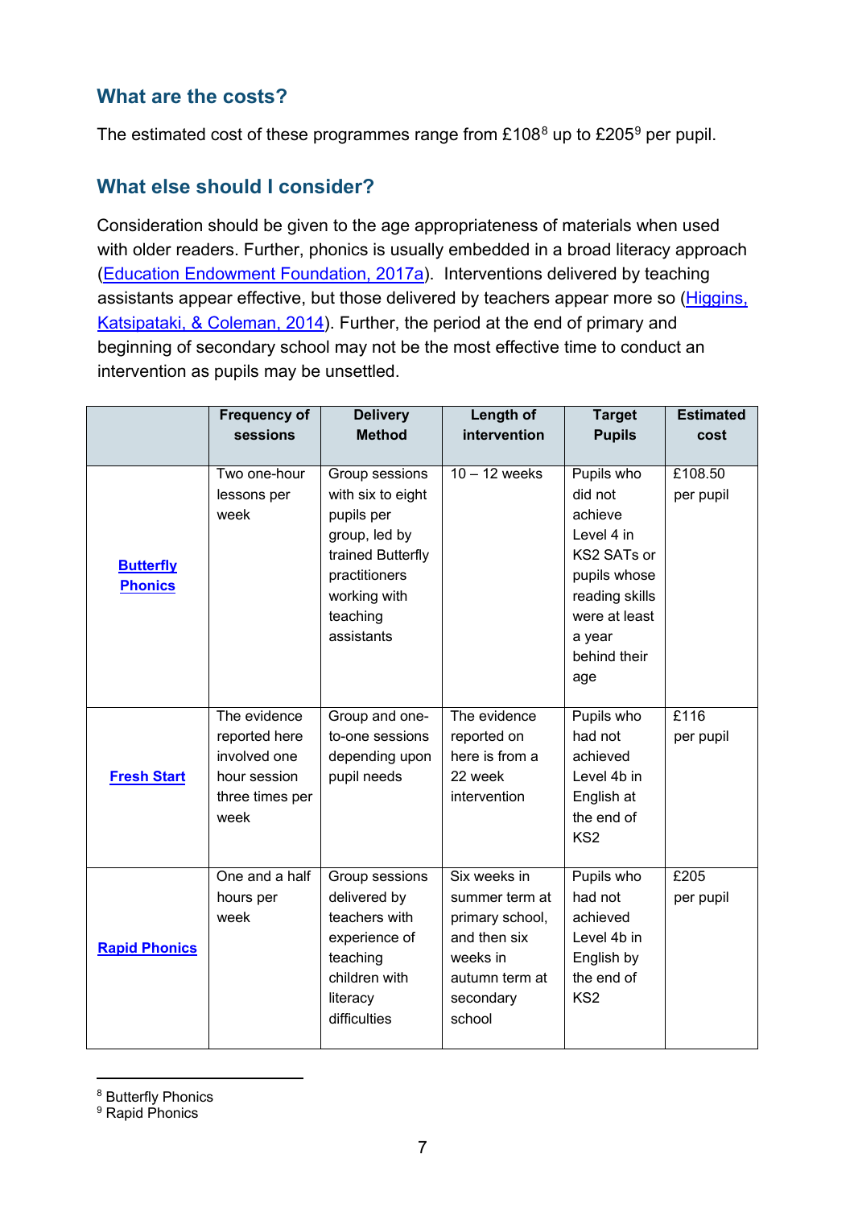## What are the costs?

The estimated cost of these programmes range from £108[8] up to £205[9] per pupil.

## What else should I consider?

Consideration should be given to the age appropriateness of materials when used with older readers. Further, phonics is usually embedded in a broad literacy approach ([Education Endowment Foundation, 2017a](#)). Interventions delivered by teaching assistants appear effective, but those delivered by teachers appear more so ([Higgins, Katsipataki, & Coleman, 2014](#)). Further, the period at the end of primary and beginning of secondary school may not be the most effective time to conduct an intervention as pupils may be unsettled.

| | Frequency of sessions | Delivery Method | Length of intervention | Target Pupils | Estimated cost |
|---|---|---|---|---|---|
| **[Butterfly Phonics](#)** | Two one-hour lessons per week | Group sessions with six to eight pupils per group, led by trained Butterfly practitioners working with teaching assistants | 10 – 12 weeks | Pupils who did not achieve Level 4 in KS2 SATs or pupils whose reading skills were at least a year behind their age | £108.50 per pupil |
| **[Fresh Start](#)** | The evidence reported here involved one hour session three times per week | Group and one-to-one sessions depending upon pupil needs | The evidence reported on here is from a 22 week intervention | Pupils who had not achieved Level 4b in English at the end of KS2 | £116 per pupil |
| **[Rapid Phonics](#)** | One and a half hours per week | Group sessions delivered by teachers with experience of teaching children with literacy difficulties | Six weeks in summer term at primary school, and then six weeks in autumn term at secondary school | Pupils who had not achieved Level 4b in English by the end of KS2 | £205 per pupil |

[8] Butterfly Phonics
[9] Rapid Phonics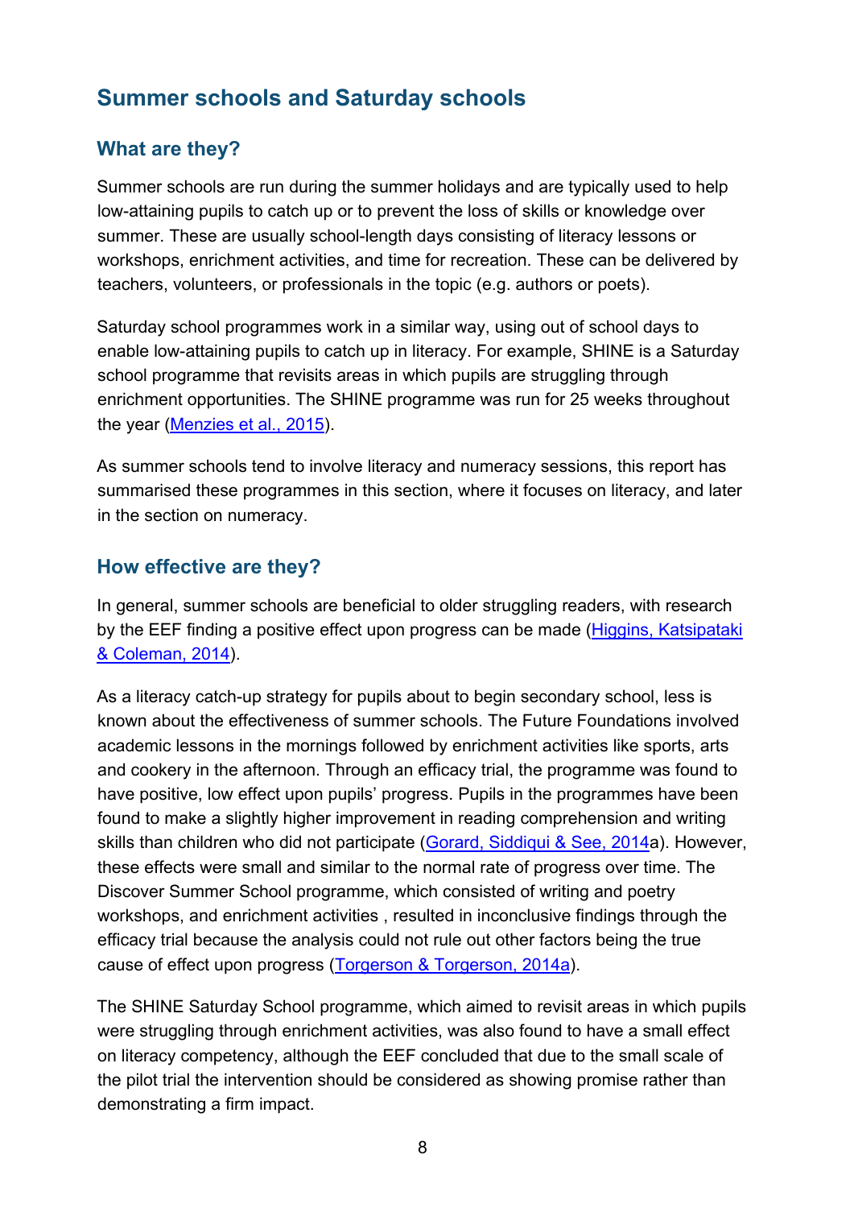## Summer schools and Saturday schools

### What are they?

Summer schools are run during the summer holidays and are typically used to help low-attaining pupils to catch up or to prevent the loss of skills or knowledge over summer. These are usually school-length days consisting of literacy lessons or workshops, enrichment activities, and time for recreation. These can be delivered by teachers, volunteers, or professionals in the topic (e.g. authors or poets).

Saturday school programmes work in a similar way, using out of school days to enable low-attaining pupils to catch up in literacy. For example, SHINE is a Saturday school programme that revisits areas in which pupils are struggling through enrichment opportunities. The SHINE programme was run for 25 weeks throughout the year (Menzies et al., 2015).

As summer schools tend to involve literacy and numeracy sessions, this report has summarised these programmes in this section, where it focuses on literacy, and later in the section on numeracy.

### How effective are they?

In general, summer schools are beneficial to older struggling readers, with research by the EEF finding a positive effect upon progress can be made (Higgins, Katsipataki & Coleman, 2014).

As a literacy catch-up strategy for pupils about to begin secondary school, less is known about the effectiveness of summer schools. The Future Foundations involved academic lessons in the mornings followed by enrichment activities like sports, arts and cookery in the afternoon. Through an efficacy trial, the programme was found to have positive, low effect upon pupils' progress. Pupils in the programmes have been found to make a slightly higher improvement in reading comprehension and writing skills than children who did not participate (Gorard, Siddiqui & See, 2014a). However, these effects were small and similar to the normal rate of progress over time. The Discover Summer School programme, which consisted of writing and poetry workshops, and enrichment activities , resulted in inconclusive findings through the efficacy trial because the analysis could not rule out other factors being the true cause of effect upon progress (Torgerson & Torgerson, 2014a).

The SHINE Saturday School programme, which aimed to revisit areas in which pupils were struggling through enrichment activities, was also found to have a small effect on literacy competency, although the EEF concluded that due to the small scale of the pilot trial the intervention should be considered as showing promise rather than demonstrating a firm impact.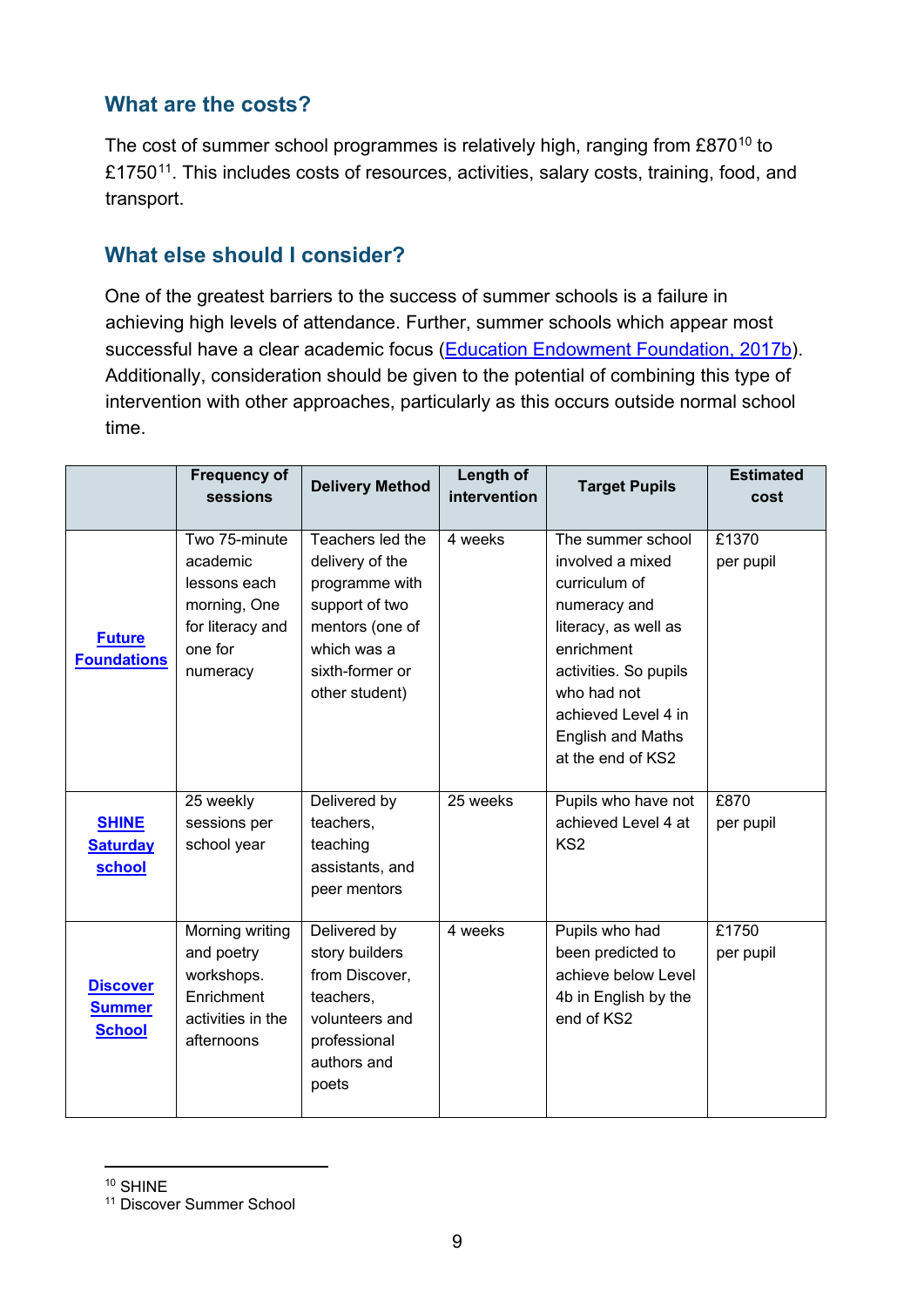## What are the costs?

The cost of summer school programmes is relatively high, ranging from £870[10] to £1750[11]. This includes costs of resources, activities, salary costs, training, food, and transport.

## What else should I consider?

One of the greatest barriers to the success of summer schools is a failure in achieving high levels of attendance. Further, summer schools which appear most successful have a clear academic focus (Education Endowment Foundation, 2017b). Additionally, consideration should be given to the potential of combining this type of intervention with other approaches, particularly as this occurs outside normal school time.

| | Frequency of sessions | Delivery Method | Length of intervention | Target Pupils | Estimated cost |
|---|---|---|---|---|---|
| Future Foundations | Two 75-minute academic lessons each morning, One for literacy and one for numeracy | Teachers led the delivery of the programme with support of two mentors (one of which was a sixth-former or other student) | 4 weeks | The summer school involved a mixed curriculum of numeracy and literacy, as well as enrichment activities. So pupils who had not achieved Level 4 in English and Maths at the end of KS2 | £1370 per pupil |
| SHINE Saturday school | 25 weekly sessions per school year | Delivered by teachers, teaching assistants, and peer mentors | 25 weeks | Pupils who have not achieved Level 4 at KS2 | £870 per pupil |
| Discover Summer School | Morning writing and poetry workshops. Enrichment activities in the afternoons | Delivered by story builders from Discover, teachers, volunteers and professional authors and poets | 4 weeks | Pupils who had been predicted to achieve below Level 4b in English by the end of KS2 | £1750 per pupil |

[10] SHINE
[11] Discover Summer School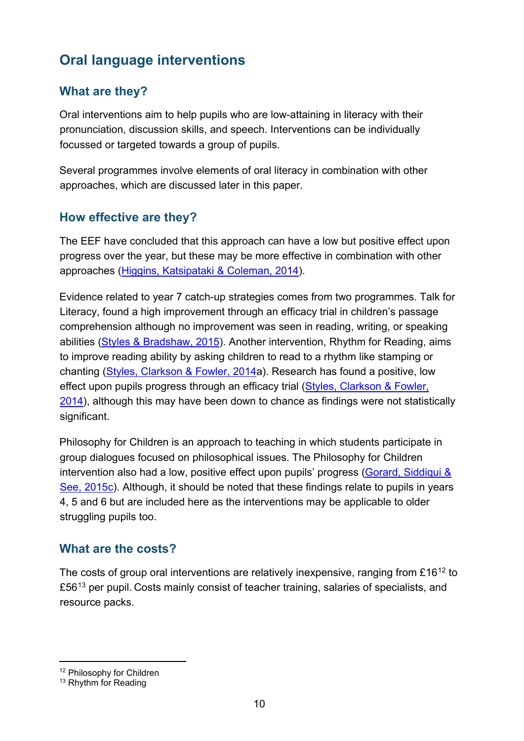## Oral language interventions

### What are they?

Oral interventions aim to help pupils who are low-attaining in literacy with their pronunciation, discussion skills, and speech. Interventions can be individually focussed or targeted towards a group of pupils.

Several programmes involve elements of oral literacy in combination with other approaches, which are discussed later in this paper.

### How effective are they?

The EEF have concluded that this approach can have a low but positive effect upon progress over the year, but these may be more effective in combination with other approaches (Higgins, Katsipataki & Coleman, 2014).

Evidence related to year 7 catch-up strategies comes from two programmes. Talk for Literacy, found a high improvement through an efficacy trial in children's passage comprehension although no improvement was seen in reading, writing, or speaking abilities (Styles & Bradshaw, 2015). Another intervention, Rhythm for Reading, aims to improve reading ability by asking children to read to a rhythm like stamping or chanting (Styles, Clarkson & Fowler, 2014a). Research has found a positive, low effect upon pupils progress through an efficacy trial (Styles, Clarkson & Fowler, 2014), although this may have been down to chance as findings were not statistically significant.

Philosophy for Children is an approach to teaching in which students participate in group dialogues focused on philosophical issues. The Philosophy for Children intervention also had a low, positive effect upon pupils' progress (Gorard, Siddiqui & See, 2015c). Although, it should be noted that these findings relate to pupils in years 4, 5 and 6 but are included here as the interventions may be applicable to older struggling pupils too.

### What are the costs?

The costs of group oral interventions are relatively inexpensive, ranging from £16[12] to £56[13] per pupil. Costs mainly consist of teacher training, salaries of specialists, and resource packs.

[12] Philosophy for Children
[13] Rhythm for Reading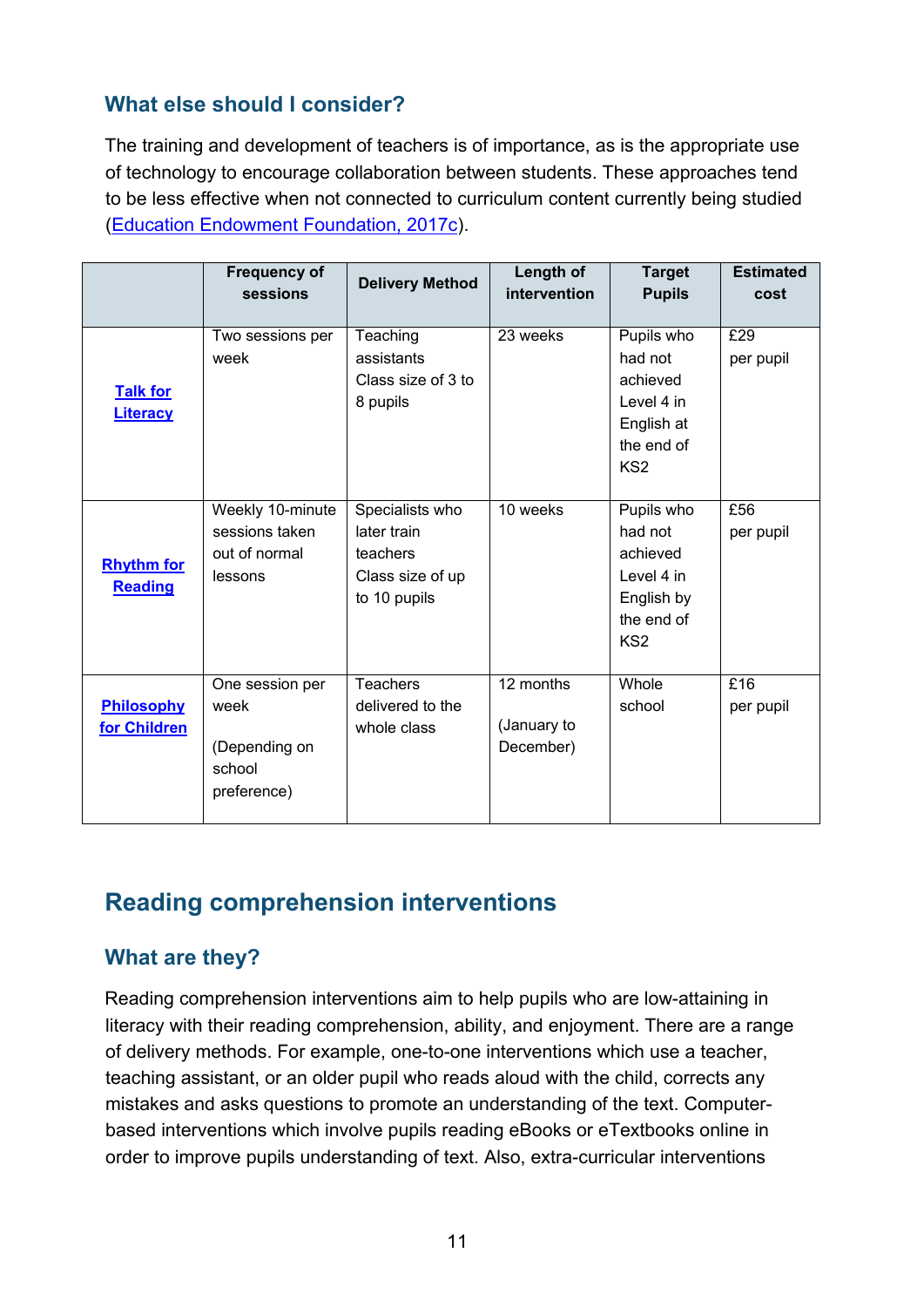### What else should I consider?

The training and development of teachers is of importance, as is the appropriate use of technology to encourage collaboration between students. These approaches tend to be less effective when not connected to curriculum content currently being studied (Education Endowment Foundation, 2017c).

| | Frequency of sessions | Delivery Method | Length of intervention | Target Pupils | Estimated cost |
|---|---|---|---|---|---|
| **Talk for Literacy** | Two sessions per week | Teaching assistants<br>Class size of 3 to 8 pupils | 23 weeks | Pupils who had not achieved Level 4 in English at the end of KS2 | £29 per pupil |
| **Rhythm for Reading** | Weekly 10-minute sessions taken out of normal lessons | Specialists who later train teachers<br>Class size of up to 10 pupils | 10 weeks | Pupils who had not achieved Level 4 in English by the end of KS2 | £56 per pupil |
| **Philosophy for Children** | One session per week<br>(Depending on school preference) | Teachers delivered to the whole class | 12 months<br>(January to December) | Whole school | £16 per pupil |

## Reading comprehension interventions

### What are they?

Reading comprehension interventions aim to help pupils who are low-attaining in literacy with their reading comprehension, ability, and enjoyment. There are a range of delivery methods. For example, one-to-one interventions which use a teacher, teaching assistant, or an older pupil who reads aloud with the child, corrects any mistakes and asks questions to promote an understanding of the text. Computer-based interventions which involve pupils reading eBooks or eTextbooks online in order to improve pupils understanding of text. Also, extra-curricular interventions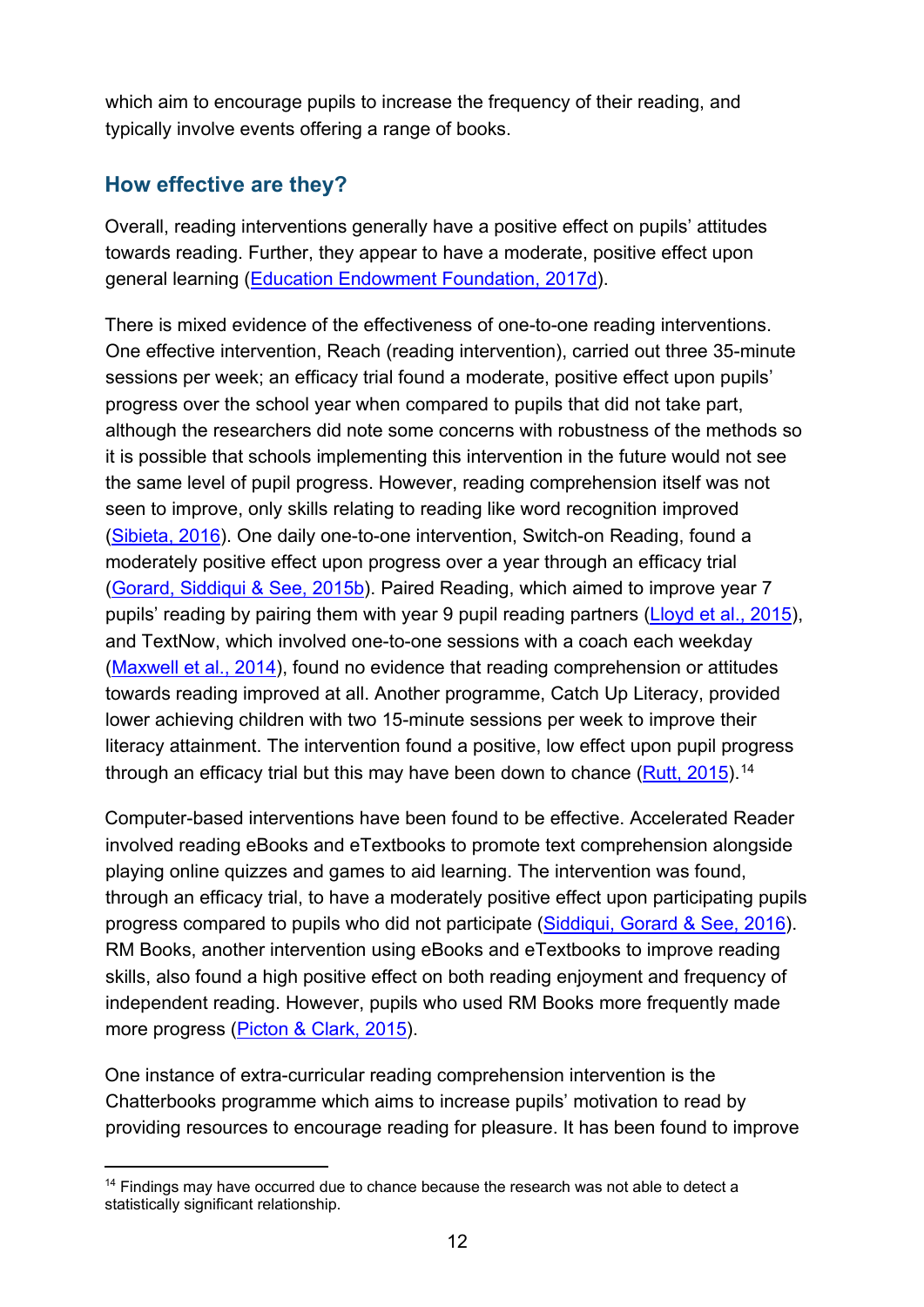which aim to encourage pupils to increase the frequency of their reading, and typically involve events offering a range of books.

## How effective are they?

Overall, reading interventions generally have a positive effect on pupils' attitudes towards reading. Further, they appear to have a moderate, positive effect upon general learning (Education Endowment Foundation, 2017d).

There is mixed evidence of the effectiveness of one-to-one reading interventions. One effective intervention, Reach (reading intervention), carried out three 35-minute sessions per week; an efficacy trial found a moderate, positive effect upon pupils' progress over the school year when compared to pupils that did not take part, although the researchers did note some concerns with robustness of the methods so it is possible that schools implementing this intervention in the future would not see the same level of pupil progress. However, reading comprehension itself was not seen to improve, only skills relating to reading like word recognition improved (Sibieta, 2016). One daily one-to-one intervention, Switch-on Reading, found a moderately positive effect upon progress over a year through an efficacy trial (Gorard, Siddiqui & See, 2015b). Paired Reading, which aimed to improve year 7 pupils' reading by pairing them with year 9 pupil reading partners (Lloyd et al., 2015), and TextNow, which involved one-to-one sessions with a coach each weekday (Maxwell et al., 2014), found no evidence that reading comprehension or attitudes towards reading improved at all. Another programme, Catch Up Literacy, provided lower achieving children with two 15-minute sessions per week to improve their literacy attainment. The intervention found a positive, low effect upon pupil progress through an efficacy trial but this may have been down to chance (Rutt, 2015).[14]

Computer-based interventions have been found to be effective. Accelerated Reader involved reading eBooks and eTextbooks to promote text comprehension alongside playing online quizzes and games to aid learning. The intervention was found, through an efficacy trial, to have a moderately positive effect upon participating pupils progress compared to pupils who did not participate (Siddiqui, Gorard & See, 2016). RM Books, another intervention using eBooks and eTextbooks to improve reading skills, also found a high positive effect on both reading enjoyment and frequency of independent reading. However, pupils who used RM Books more frequently made more progress (Picton & Clark, 2015).

One instance of extra-curricular reading comprehension intervention is the Chatterbooks programme which aims to increase pupils' motivation to read by providing resources to encourage reading for pleasure. It has been found to improve

---

[14] Findings may have occurred due to chance because the research was not able to detect a statistically significant relationship.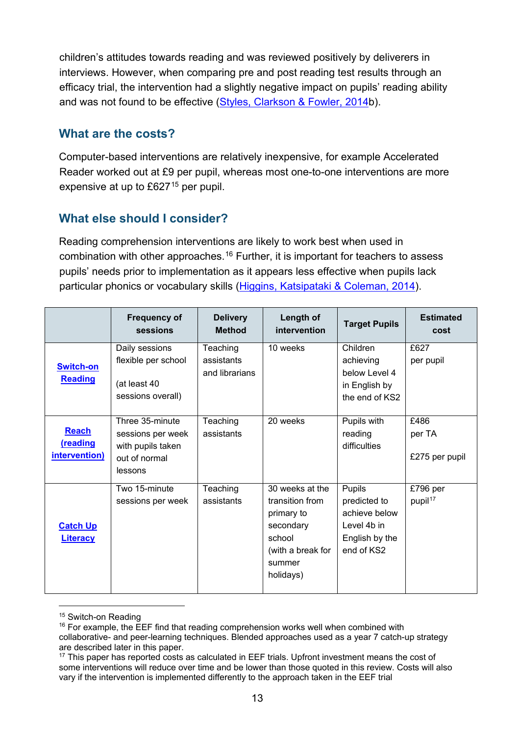children's attitudes towards reading and was reviewed positively by deliverers in interviews. However, when comparing pre and post reading test results through an efficacy trial, the intervention had a slightly negative impact on pupils' reading ability and was not found to be effective (Styles, Clarkson & Fowler, 2014b).

## What are the costs?

Computer-based interventions are relatively inexpensive, for example Accelerated Reader worked out at £9 per pupil, whereas most one-to-one interventions are more expensive at up to £627[15] per pupil.

## What else should I consider?

Reading comprehension interventions are likely to work best when used in combination with other approaches.[16] Further, it is important for teachers to assess pupils' needs prior to implementation as it appears less effective when pupils lack particular phonics or vocabulary skills (Higgins, Katsipataki & Coleman, 2014).

| | Frequency of sessions | Delivery Method | Length of intervention | Target Pupils | Estimated cost |
|---|---|---|---|---|---|
| Switch-on Reading | Daily sessions flexible per school (at least 40 sessions overall) | Teaching assistants and librarians | 10 weeks | Children achieving below Level 4 in English by the end of KS2 | £627 per pupil |
| Reach (reading intervention) | Three 35-minute sessions per week with pupils taken out of normal lessons | Teaching assistants | 20 weeks | Pupils with reading difficulties | £486 per TA £275 per pupil |
| Catch Up Literacy | Two 15-minute sessions per week | Teaching assistants | 30 weeks at the transition from primary to secondary school (with a break for summer holidays) | Pupils predicted to achieve below Level 4b in English by the end of KS2 | £796 per pupil[17] |

[15] Switch-on Reading

[16] For example, the EEF find that reading comprehension works well when combined with collaborative- and peer-learning techniques. Blended approaches used as a year 7 catch-up strategy are described later in this paper.

[17] This paper has reported costs as calculated in EEF trials. Upfront investment means the cost of some interventions will reduce over time and be lower than those quoted in this review. Costs will also vary if the intervention is implemented differently to the approach taken in the EEF trial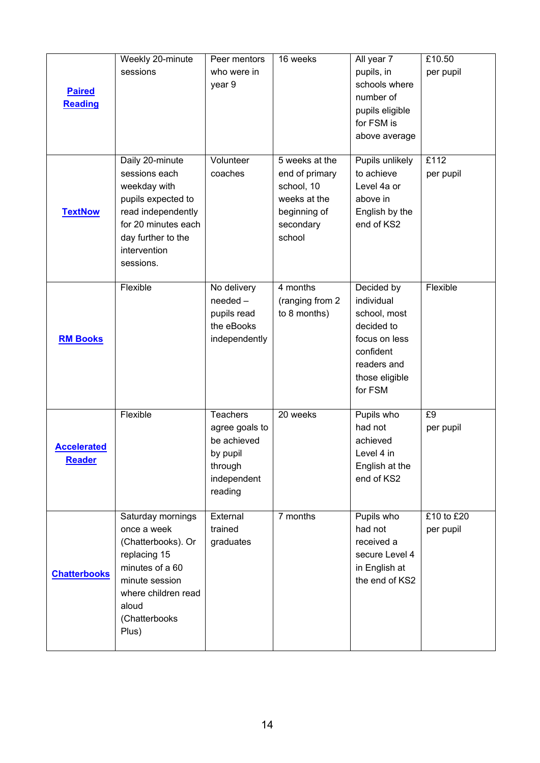| | | | | | |
|---|---|---|---|---|---|
| **Paired Reading** | Weekly 20-minute sessions | Peer mentors who were in year 9 | 16 weeks | All year 7 pupils, in schools where number of pupils eligible for FSM is above average | £10.50 per pupil |
| **TextNow** | Daily 20-minute sessions each weekday with pupils expected to read independently for 20 minutes each day further to the intervention sessions. | Volunteer coaches | 5 weeks at the end of primary school, 10 weeks at the beginning of secondary school | Pupils unlikely to achieve Level 4a or above in English by the end of KS2 | £112 per pupil |
| **RM Books** | Flexible | No delivery needed – pupils read the eBooks independently | 4 months (ranging from 2 to 8 months) | Decided by individual school, most decided to focus on less confident readers and those eligible for FSM | Flexible |
| **Accelerated Reader** | Flexible | Teachers agree goals to be achieved by pupil through independent reading | 20 weeks | Pupils who had not achieved Level 4 in English at the end of KS2 | £9 per pupil |
| **Chatterbooks** | Saturday mornings once a week (Chatterbooks). Or replacing 15 minutes of a 60 minute session where children read aloud (Chatterbooks Plus) | External trained graduates | 7 months | Pupils who had not received a secure Level 4 in English at the end of KS2 | £10 to £20 per pupil |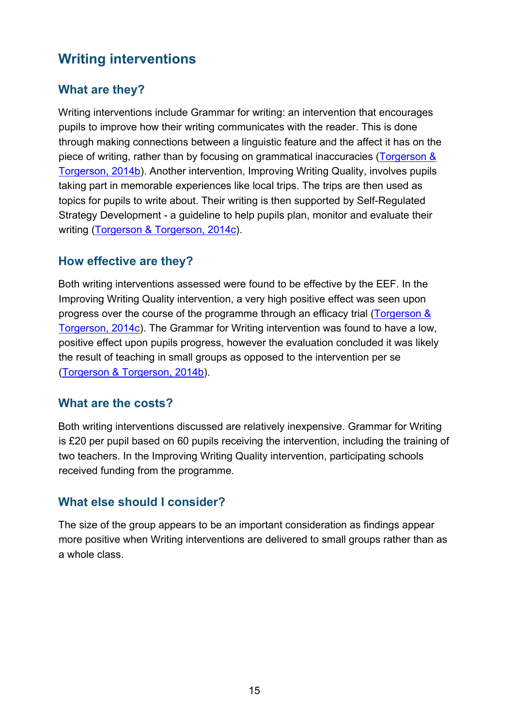## Writing interventions

### What are they?

Writing interventions include Grammar for writing: an intervention that encourages pupils to improve how their writing communicates with the reader. This is done through making connections between a linguistic feature and the affect it has on the piece of writing, rather than by focusing on grammatical inaccuracies (Torgerson & Torgerson, 2014b). Another intervention, Improving Writing Quality, involves pupils taking part in memorable experiences like local trips. The trips are then used as topics for pupils to write about. Their writing is then supported by Self-Regulated Strategy Development - a guideline to help pupils plan, monitor and evaluate their writing (Torgerson & Torgerson, 2014c).

### How effective are they?

Both writing interventions assessed were found to be effective by the EEF. In the Improving Writing Quality intervention, a very high positive effect was seen upon progress over the course of the programme through an efficacy trial (Torgerson & Torgerson, 2014c). The Grammar for Writing intervention was found to have a low, positive effect upon pupils progress, however the evaluation concluded it was likely the result of teaching in small groups as opposed to the intervention per se (Torgerson & Torgerson, 2014b).

### What are the costs?

Both writing interventions discussed are relatively inexpensive. Grammar for Writing is £20 per pupil based on 60 pupils receiving the intervention, including the training of two teachers. In the Improving Writing Quality intervention, participating schools received funding from the programme.

### What else should I consider?

The size of the group appears to be an important consideration as findings appear more positive when Writing interventions are delivered to small groups rather than as a whole class.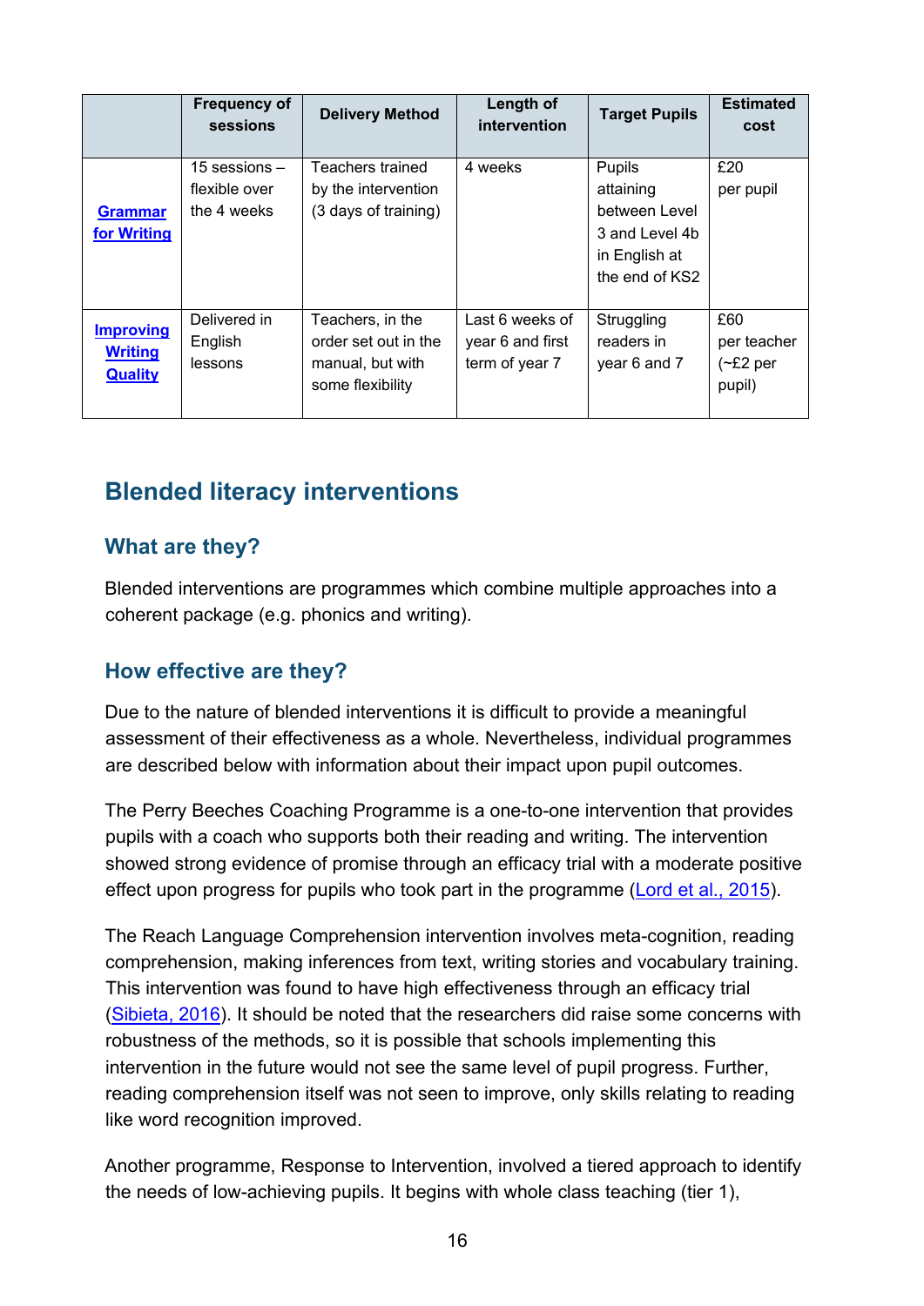| | Frequency of sessions | Delivery Method | Length of intervention | Target Pupils | Estimated cost |
|---|---|---|---|---|---|
| Grammar for Writing | 15 sessions – flexible over the 4 weeks | Teachers trained by the intervention (3 days of training) | 4 weeks | Pupils attaining between Level 3 and Level 4b in English at the end of KS2 | £20 per pupil |
| Improving Writing Quality | Delivered in English lessons | Teachers, in the order set out in the manual, but with some flexibility | Last 6 weeks of year 6 and first term of year 7 | Struggling readers in year 6 and 7 | £60 per teacher (~£2 per pupil) |

## Blended literacy interventions

### What are they?

Blended interventions are programmes which combine multiple approaches into a coherent package (e.g. phonics and writing).

### How effective are they?

Due to the nature of blended interventions it is difficult to provide a meaningful assessment of their effectiveness as a whole. Nevertheless, individual programmes are described below with information about their impact upon pupil outcomes.

The Perry Beeches Coaching Programme is a one-to-one intervention that provides pupils with a coach who supports both their reading and writing. The intervention showed strong evidence of promise through an efficacy trial with a moderate positive effect upon progress for pupils who took part in the programme (Lord et al., 2015).

The Reach Language Comprehension intervention involves meta-cognition, reading comprehension, making inferences from text, writing stories and vocabulary training. This intervention was found to have high effectiveness through an efficacy trial (Sibieta, 2016). It should be noted that the researchers did raise some concerns with robustness of the methods, so it is possible that schools implementing this intervention in the future would not see the same level of pupil progress. Further, reading comprehension itself was not seen to improve, only skills relating to reading like word recognition improved.

Another programme, Response to Intervention, involved a tiered approach to identify the needs of low-achieving pupils. It begins with whole class teaching (tier 1),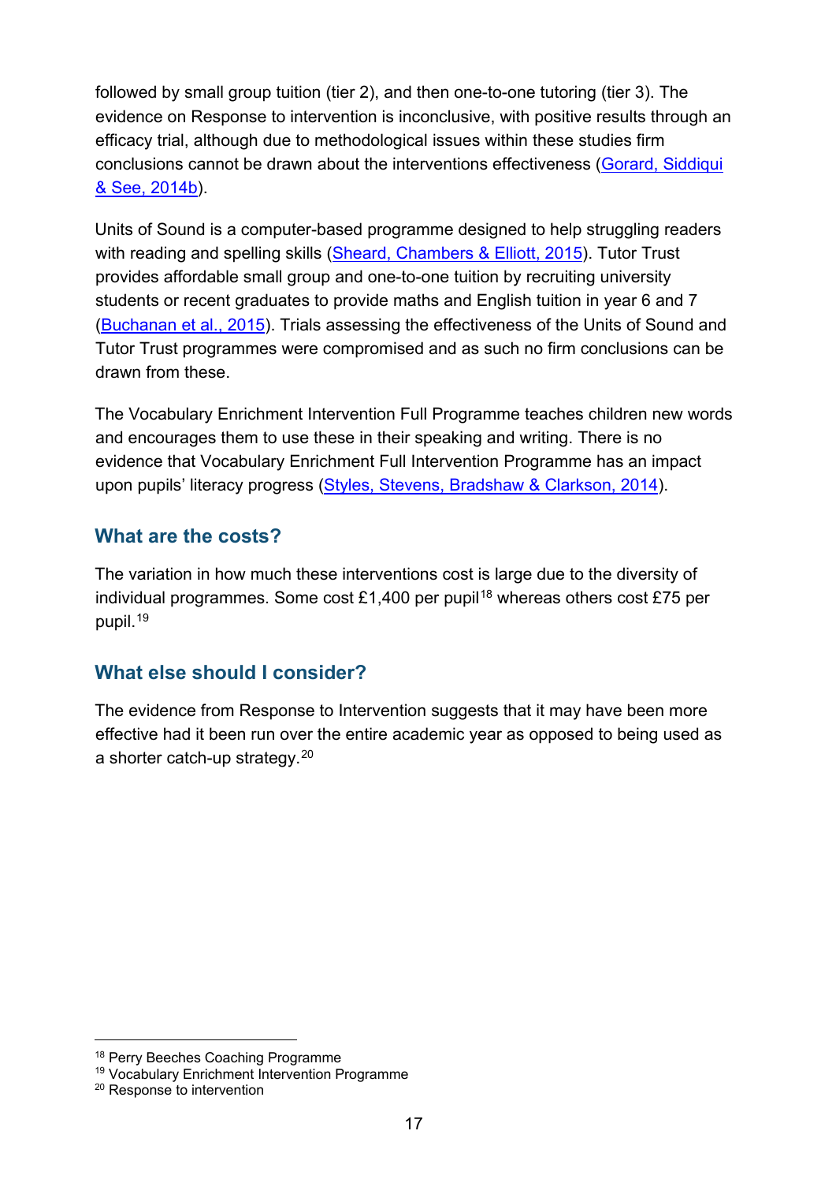followed by small group tuition (tier 2), and then one-to-one tutoring (tier 3). The evidence on Response to intervention is inconclusive, with positive results through an efficacy trial, although due to methodological issues within these studies firm conclusions cannot be drawn about the interventions effectiveness (Gorard, Siddiqui & See, 2014b).

Units of Sound is a computer-based programme designed to help struggling readers with reading and spelling skills (Sheard, Chambers & Elliott, 2015). Tutor Trust provides affordable small group and one-to-one tuition by recruiting university students or recent graduates to provide maths and English tuition in year 6 and 7 (Buchanan et al., 2015). Trials assessing the effectiveness of the Units of Sound and Tutor Trust programmes were compromised and as such no firm conclusions can be drawn from these.

The Vocabulary Enrichment Intervention Full Programme teaches children new words and encourages them to use these in their speaking and writing. There is no evidence that Vocabulary Enrichment Full Intervention Programme has an impact upon pupils' literacy progress (Styles, Stevens, Bradshaw & Clarkson, 2014).

## What are the costs?

The variation in how much these interventions cost is large due to the diversity of individual programmes. Some cost £1,400 per pupil[18] whereas others cost £75 per pupil.[19]

## What else should I consider?

The evidence from Response to Intervention suggests that it may have been more effective had it been run over the entire academic year as opposed to being used as a shorter catch-up strategy.[20]

[18] Perry Beeches Coaching Programme
[19] Vocabulary Enrichment Intervention Programme
[20] Response to intervention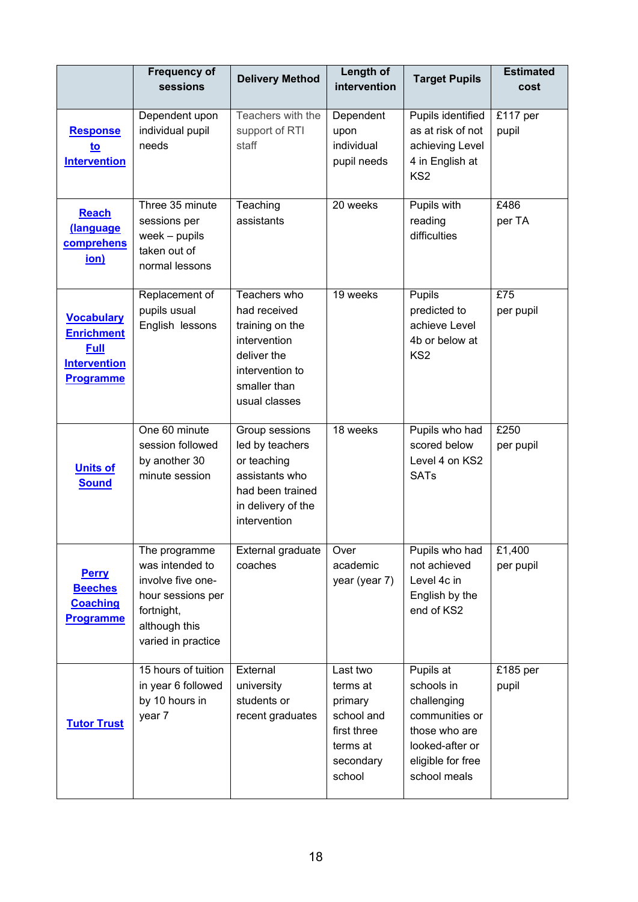| | Frequency of sessions | Delivery Method | Length of intervention | Target Pupils | Estimated cost |
|---|---|---|---|---|---|
| **Response to Intervention** | Dependent upon individual pupil needs | Teachers with the support of RTI staff | Dependent upon individual pupil needs | Pupils identified as at risk of not achieving Level 4 in English at KS2 | £117 per pupil |
| **Reach (language comprehension)** | Three 35 minute sessions per week – pupils taken out of normal lessons | Teaching assistants | 20 weeks | Pupils with reading difficulties | £486 per TA |
| **Vocabulary Enrichment Full Intervention Programme** | Replacement of pupils usual English lessons | Teachers who had received training on the intervention deliver the intervention to smaller than usual classes | 19 weeks | Pupils predicted to achieve Level 4b or below at KS2 | £75 per pupil |
| **Units of Sound** | One 60 minute session followed by another 30 minute session | Group sessions led by teachers or teaching assistants who had been trained in delivery of the intervention | 18 weeks | Pupils who had scored below Level 4 on KS2 SATs | £250 per pupil |
| **Perry Beeches Coaching Programme** | The programme was intended to involve five one-hour sessions per fortnight, although this varied in practice | External graduate coaches | Over academic year (year 7) | Pupils who had not achieved Level 4c in English by the end of KS2 | £1,400 per pupil |
| **Tutor Trust** | 15 hours of tuition in year 6 followed by 10 hours in year 7 | External university students or recent graduates | Last two terms at primary school and first three terms at secondary school | Pupils at schools in challenging communities or those who are looked-after or eligible for free school meals | £185 per pupil |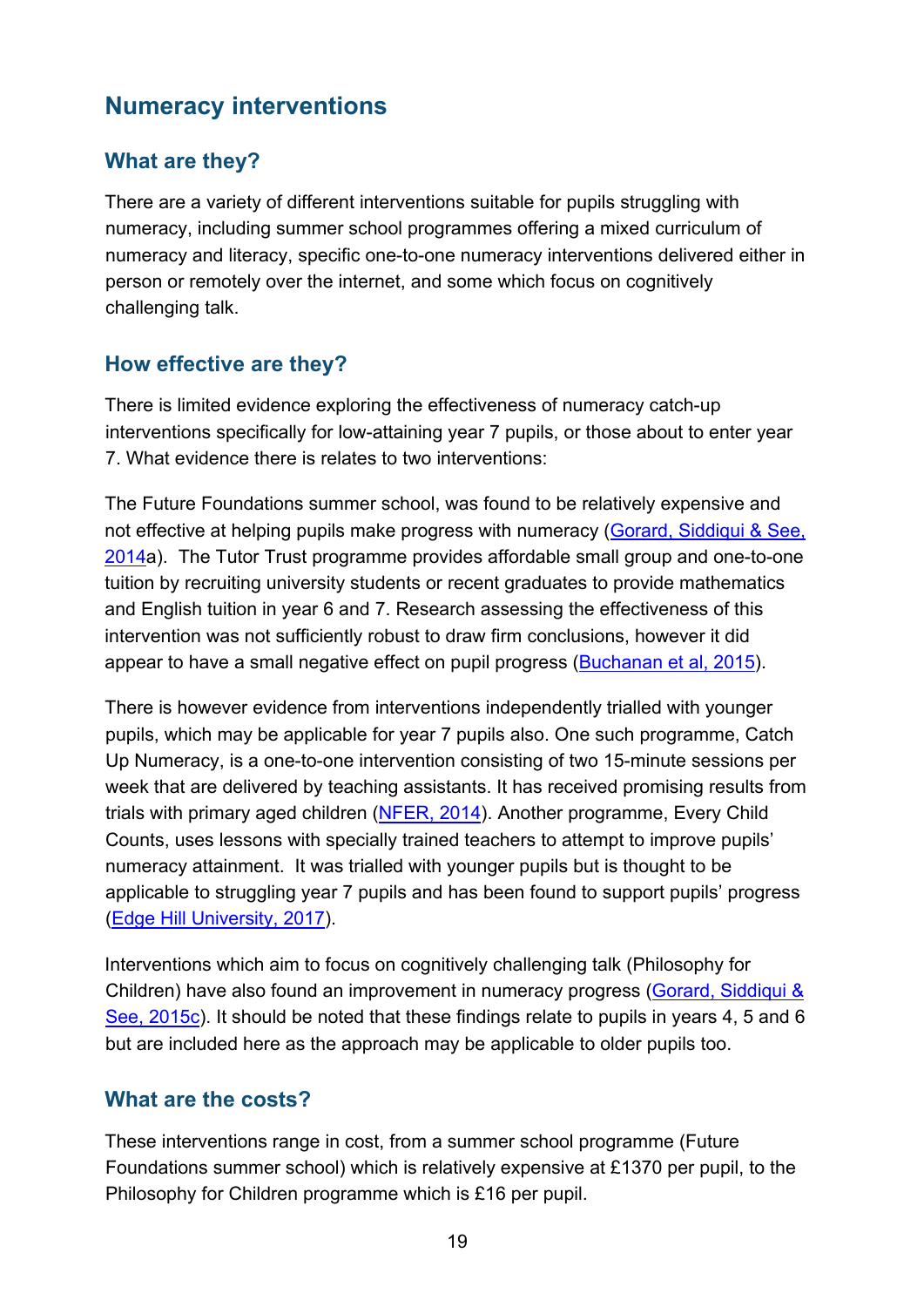## Numeracy interventions

### What are they?

There are a variety of different interventions suitable for pupils struggling with numeracy, including summer school programmes offering a mixed curriculum of numeracy and literacy, specific one-to-one numeracy interventions delivered either in person or remotely over the internet, and some which focus on cognitively challenging talk.

### How effective are they?

There is limited evidence exploring the effectiveness of numeracy catch-up interventions specifically for low-attaining year 7 pupils, or those about to enter year 7. What evidence there is relates to two interventions:

The Future Foundations summer school, was found to be relatively expensive and not effective at helping pupils make progress with numeracy (Gorard, Siddiqui & See, 2014a). The Tutor Trust programme provides affordable small group and one-to-one tuition by recruiting university students or recent graduates to provide mathematics and English tuition in year 6 and 7. Research assessing the effectiveness of this intervention was not sufficiently robust to draw firm conclusions, however it did appear to have a small negative effect on pupil progress (Buchanan et al, 2015).

There is however evidence from interventions independently trialled with younger pupils, which may be applicable for year 7 pupils also. One such programme, Catch Up Numeracy, is a one-to-one intervention consisting of two 15-minute sessions per week that are delivered by teaching assistants. It has received promising results from trials with primary aged children (NFER, 2014). Another programme, Every Child Counts, uses lessons with specially trained teachers to attempt to improve pupils' numeracy attainment. It was trialled with younger pupils but is thought to be applicable to struggling year 7 pupils and has been found to support pupils' progress (Edge Hill University, 2017).

Interventions which aim to focus on cognitively challenging talk (Philosophy for Children) have also found an improvement in numeracy progress (Gorard, Siddiqui & See, 2015c). It should be noted that these findings relate to pupils in years 4, 5 and 6 but are included here as the approach may be applicable to older pupils too.

### What are the costs?

These interventions range in cost, from a summer school programme (Future Foundations summer school) which is relatively expensive at £1370 per pupil, to the Philosophy for Children programme which is £16 per pupil.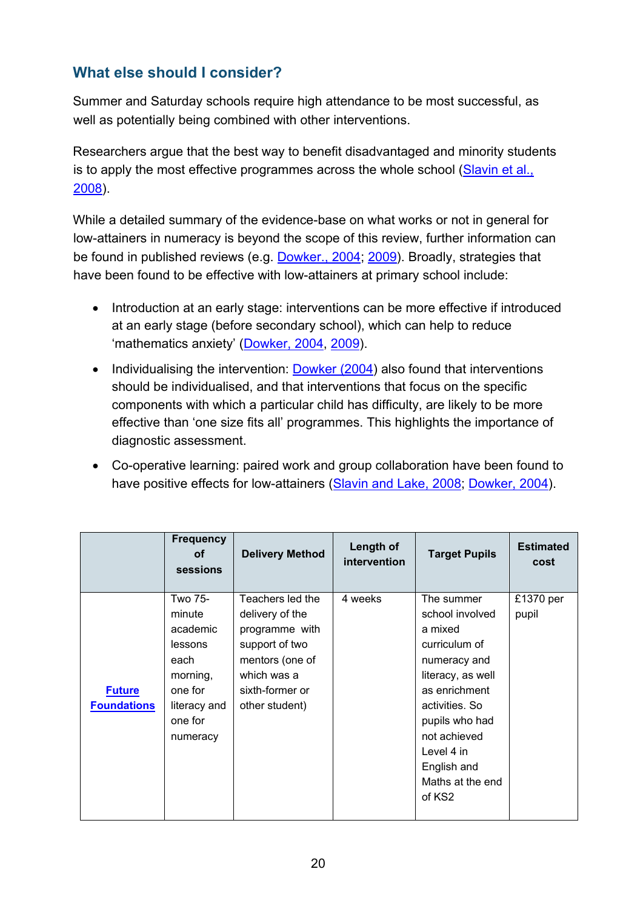## What else should I consider?

Summer and Saturday schools require high attendance to be most successful, as well as potentially being combined with other interventions.

Researchers argue that the best way to benefit disadvantaged and minority students is to apply the most effective programmes across the whole school (Slavin et al., 2008).

While a detailed summary of the evidence-base on what works or not in general for low-attainers in numeracy is beyond the scope of this review, further information can be found in published reviews (e.g. Dowker., 2004; 2009). Broadly, strategies that have been found to be effective with low-attainers at primary school include:

- Introduction at an early stage: interventions can be more effective if introduced at an early stage (before secondary school), which can help to reduce 'mathematics anxiety' (Dowker, 2004, 2009).
- Individualising the intervention: Dowker (2004) also found that interventions should be individualised, and that interventions that focus on the specific components with which a particular child has difficulty, are likely to be more effective than 'one size fits all' programmes. This highlights the importance of diagnostic assessment.
- Co-operative learning: paired work and group collaboration have been found to have positive effects for low-attainers (Slavin and Lake, 2008; Dowker, 2004).

| | Frequency of sessions | Delivery Method | Length of intervention | Target Pupils | Estimated cost |
|---|---|---|---|---|---|
| **Future Foundations** | Two 75-minute academic lessons each morning, one for literacy and one for numeracy | Teachers led the delivery of the programme with support of two mentors (one of which was a sixth-former or other student) | 4 weeks | The summer school involved a mixed curriculum of numeracy and literacy, as well as enrichment activities. So pupils who had not achieved Level 4 in English and Maths at the end of KS2 | £1370 per pupil |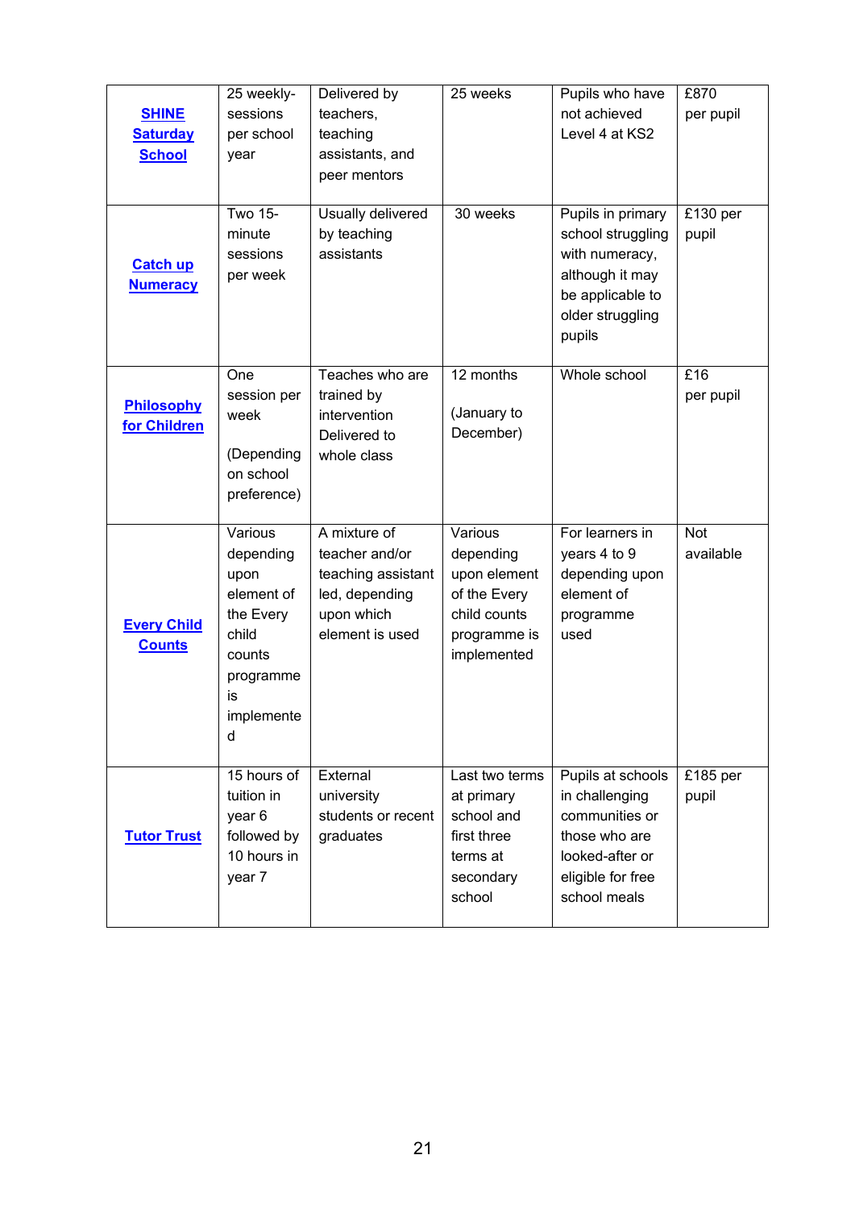| | | | | | |
|---|---|---|---|---|---|
| **SHINE Saturday School** | 25 weekly-sessions per school year | Delivered by teachers, teaching assistants, and peer mentors | 25 weeks | Pupils who have not achieved Level 4 at KS2 | £870 per pupil |
| **Catch up Numeracy** | Two 15-minute sessions per week | Usually delivered by teaching assistants | 30 weeks | Pupils in primary school struggling with numeracy, although it may be applicable to older struggling pupils | £130 per pupil |
| **Philosophy for Children** | One session per week<br><br>(Depending on school preference) | Teaches who are trained by intervention Delivered to whole class | 12 months<br><br>(January to December) | Whole school | £16 per pupil |
| **Every Child Counts** | Various depending upon element of the Every child counts programme is implemented | A mixture of teacher and/or teaching assistant led, depending upon which element is used | Various depending upon element of the Every child counts programme is implemented | For learners in years 4 to 9 depending upon element of programme used | Not available |
| **Tutor Trust** | 15 hours of tuition in year 6 followed by 10 hours in year 7 | External university students or recent graduates | Last two terms at primary school and first three terms at secondary school | Pupils at schools in challenging communities or those who are looked-after or eligible for free school meals | £185 per pupil |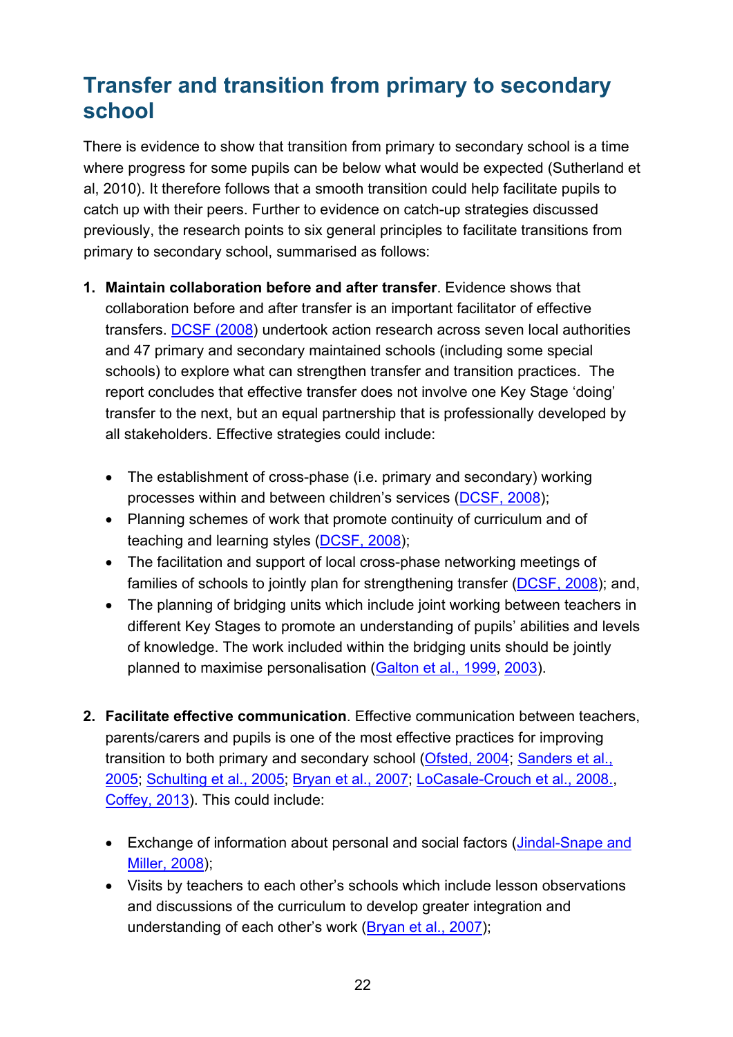## Transfer and transition from primary to secondary school

There is evidence to show that transition from primary to secondary school is a time where progress for some pupils can be below what would be expected (Sutherland et al, 2010). It therefore follows that a smooth transition could help facilitate pupils to catch up with their peers. Further to evidence on catch-up strategies discussed previously, the research points to six general principles to facilitate transitions from primary to secondary school, summarised as follows:

1. **Maintain collaboration before and after transfer**. Evidence shows that collaboration before and after transfer is an important facilitator of effective transfers. DCSF (2008) undertook action research across seven local authorities and 47 primary and secondary maintained schools (including some special schools) to explore what can strengthen transfer and transition practices. The report concludes that effective transfer does not involve one Key Stage 'doing' transfer to the next, but an equal partnership that is professionally developed by all stakeholders. Effective strategies could include:

    - The establishment of cross-phase (i.e. primary and secondary) working processes within and between children's services (DCSF, 2008);
    - Planning schemes of work that promote continuity of curriculum and of teaching and learning styles (DCSF, 2008);
    - The facilitation and support of local cross-phase networking meetings of families of schools to jointly plan for strengthening transfer (DCSF, 2008); and,
    - The planning of bridging units which include joint working between teachers in different Key Stages to promote an understanding of pupils' abilities and levels of knowledge. The work included within the bridging units should be jointly planned to maximise personalisation (Galton et al., 1999, 2003).

2. **Facilitate effective communication**. Effective communication between teachers, parents/carers and pupils is one of the most effective practices for improving transition to both primary and secondary school (Ofsted, 2004; Sanders et al., 2005; Schulting et al., 2005; Bryan et al., 2007; LoCasale-Crouch et al., 2008., Coffey, 2013). This could include:

    - Exchange of information about personal and social factors (Jindal-Snape and Miller, 2008);
    - Visits by teachers to each other's schools which include lesson observations and discussions of the curriculum to develop greater integration and understanding of each other's work (Bryan et al., 2007);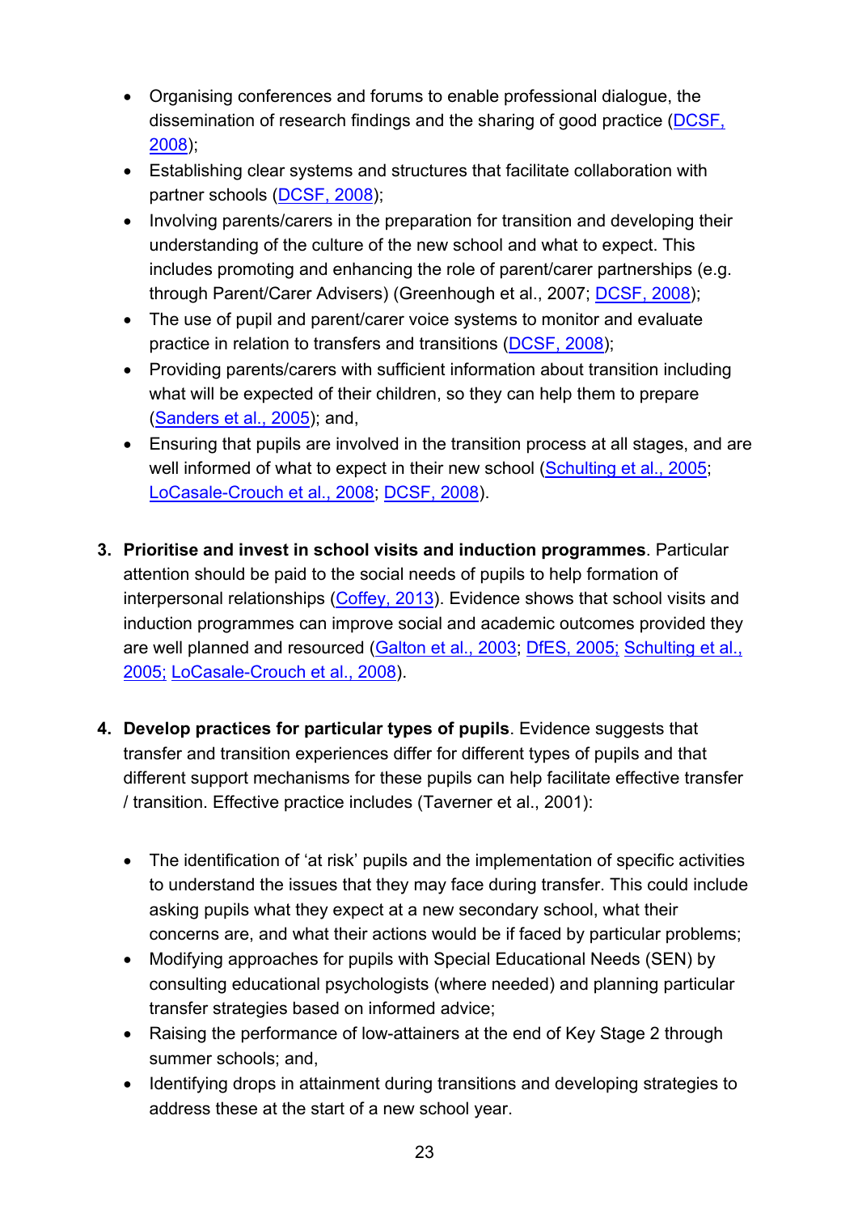- Organising conferences and forums to enable professional dialogue, the dissemination of research findings and the sharing of good practice (DCSF, 2008);
- Establishing clear systems and structures that facilitate collaboration with partner schools (DCSF, 2008);
- Involving parents/carers in the preparation for transition and developing their understanding of the culture of the new school and what to expect. This includes promoting and enhancing the role of parent/carer partnerships (e.g. through Parent/Carer Advisers) (Greenhough et al., 2007; DCSF, 2008);
- The use of pupil and parent/carer voice systems to monitor and evaluate practice in relation to transfers and transitions (DCSF, 2008);
- Providing parents/carers with sufficient information about transition including what will be expected of their children, so they can help them to prepare (Sanders et al., 2005); and,
- Ensuring that pupils are involved in the transition process at all stages, and are well informed of what to expect in their new school (Schulting et al., 2005; LoCasale-Crouch et al., 2008; DCSF, 2008).

3. **Prioritise and invest in school visits and induction programmes**. Particular attention should be paid to the social needs of pupils to help formation of interpersonal relationships (Coffey, 2013). Evidence shows that school visits and induction programmes can improve social and academic outcomes provided they are well planned and resourced (Galton et al., 2003; DfES, 2005; Schulting et al., 2005; LoCasale-Crouch et al., 2008).

4. **Develop practices for particular types of pupils**. Evidence suggests that transfer and transition experiences differ for different types of pupils and that different support mechanisms for these pupils can help facilitate effective transfer / transition. Effective practice includes (Taverner et al., 2001):

   - The identification of 'at risk' pupils and the implementation of specific activities to understand the issues that they may face during transfer. This could include asking pupils what they expect at a new secondary school, what their concerns are, and what their actions would be if faced by particular problems;
   - Modifying approaches for pupils with Special Educational Needs (SEN) by consulting educational psychologists (where needed) and planning particular transfer strategies based on informed advice;
   - Raising the performance of low-attainers at the end of Key Stage 2 through summer schools; and,
   - Identifying drops in attainment during transitions and developing strategies to address these at the start of a new school year.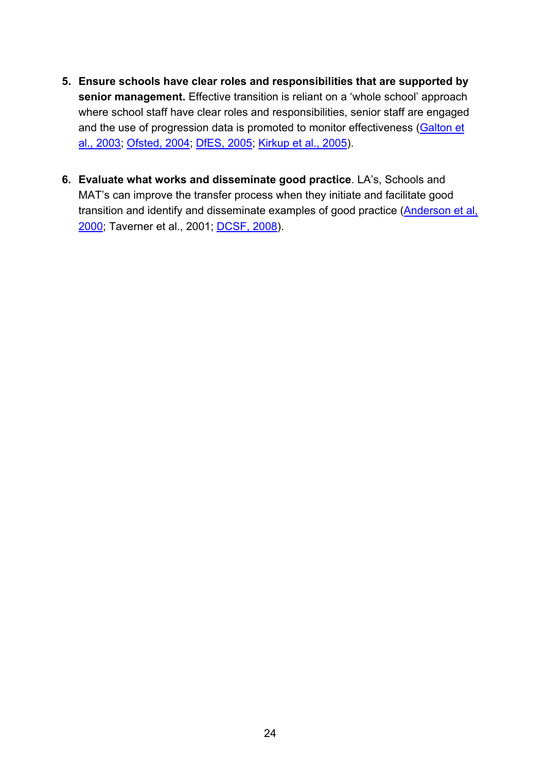5. **Ensure schools have clear roles and responsibilities that are supported by senior management.** Effective transition is reliant on a 'whole school' approach where school staff have clear roles and responsibilities, senior staff are engaged and the use of progression data is promoted to monitor effectiveness (Galton et al., 2003; Ofsted, 2004; DfES, 2005; Kirkup et al., 2005).

6. **Evaluate what works and disseminate good practice**. LA's, Schools and MAT's can improve the transfer process when they initiate and facilitate good transition and identify and disseminate examples of good practice (Anderson et al, 2000; Taverner et al., 2001; DCSF, 2008).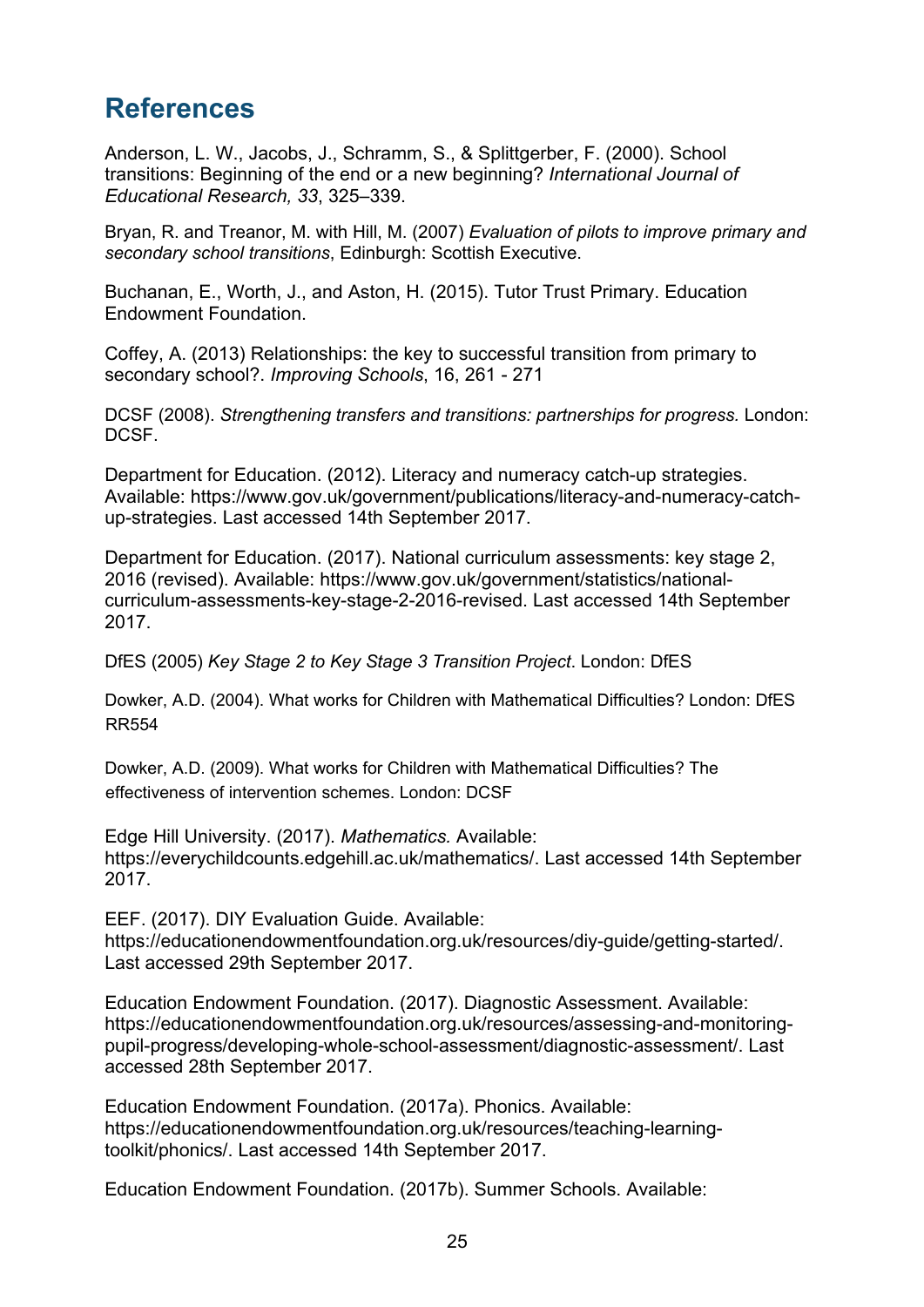## References

Anderson, L. W., Jacobs, J., Schramm, S., & Splittgerber, F. (2000). School transitions: Beginning of the end or a new beginning? *International Journal of Educational Research, 33*, 325–339.

Bryan, R. and Treanor, M. with Hill, M. (2007) *Evaluation of pilots to improve primary and secondary school transitions*, Edinburgh: Scottish Executive.

Buchanan, E., Worth, J., and Aston, H. (2015). Tutor Trust Primary. Education Endowment Foundation.

Coffey, A. (2013) Relationships: the key to successful transition from primary to secondary school?. *Improving Schools*, 16, 261 - 271

DCSF (2008). *Strengthening transfers and transitions: partnerships for progress.* London: DCSF.

Department for Education. (2012). Literacy and numeracy catch-up strategies. Available: https://www.gov.uk/government/publications/literacy-and-numeracy-catch-up-strategies. Last accessed 14th September 2017.

Department for Education. (2017). National curriculum assessments: key stage 2, 2016 (revised). Available: https://www.gov.uk/government/statistics/national-curriculum-assessments-key-stage-2-2016-revised. Last accessed 14th September 2017.

DfES (2005) *Key Stage 2 to Key Stage 3 Transition Project*. London: DfES

Dowker, A.D. (2004). What works for Children with Mathematical Difficulties? London: DfES RR554

Dowker, A.D. (2009). What works for Children with Mathematical Difficulties? The effectiveness of intervention schemes. London: DCSF

Edge Hill University. (2017). *Mathematics.* Available: https://everychildcounts.edgehill.ac.uk/mathematics/. Last accessed 14th September 2017.

EEF. (2017). DIY Evaluation Guide. Available: https://educationendowmentfoundation.org.uk/resources/diy-guide/getting-started/. Last accessed 29th September 2017.

Education Endowment Foundation. (2017). Diagnostic Assessment. Available: https://educationendowmentfoundation.org.uk/resources/assessing-and-monitoring-pupil-progress/developing-whole-school-assessment/diagnostic-assessment/. Last accessed 28th September 2017.

Education Endowment Foundation. (2017a). Phonics. Available: https://educationendowmentfoundation.org.uk/resources/teaching-learning-toolkit/phonics/. Last accessed 14th September 2017.

Education Endowment Foundation. (2017b). Summer Schools. Available: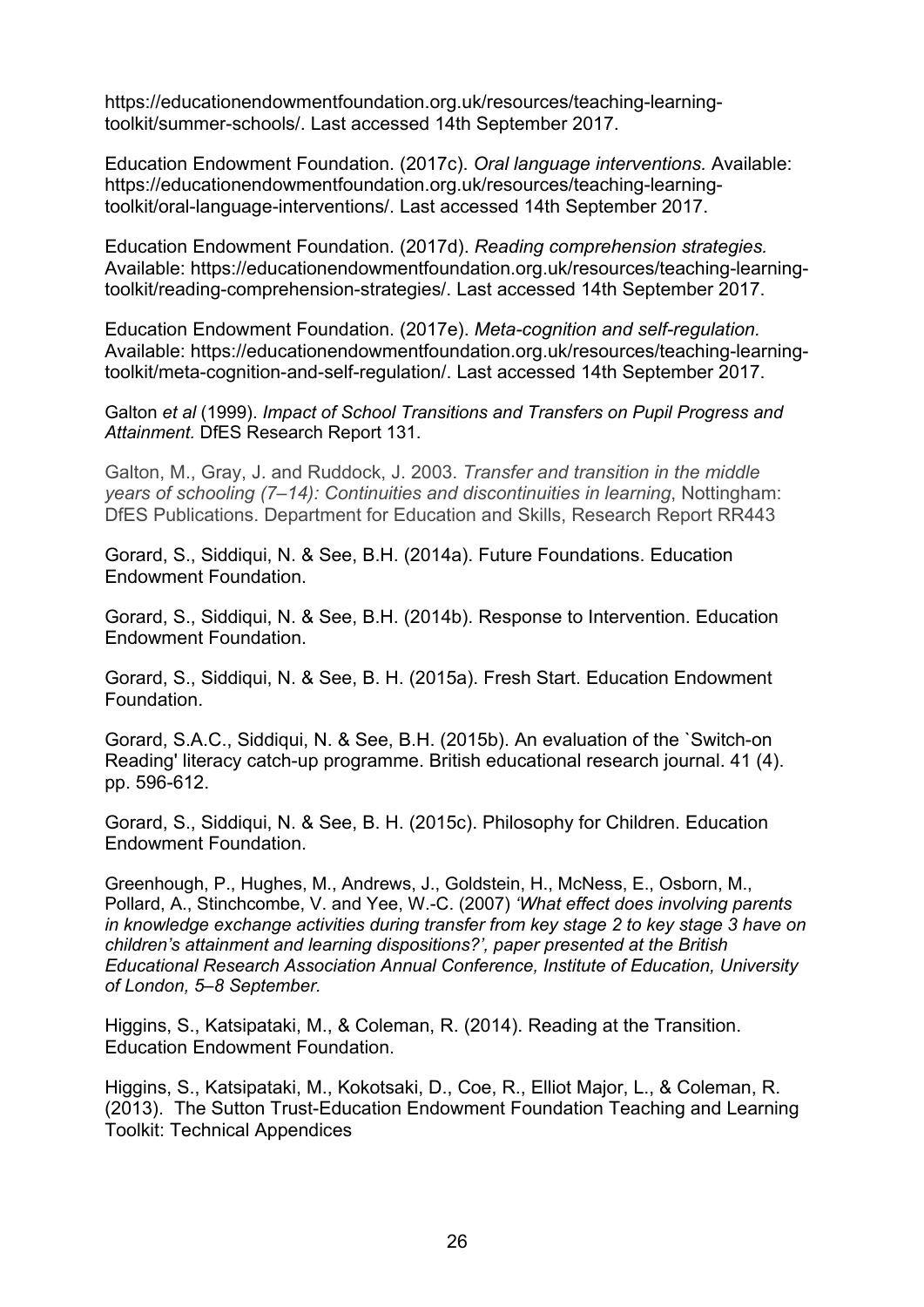https://educationendowmentfoundation.org.uk/resources/teaching-learning-toolkit/summer-schools/. Last accessed 14th September 2017.

Education Endowment Foundation. (2017c). *Oral language interventions.* Available: https://educationendowmentfoundation.org.uk/resources/teaching-learning-toolkit/oral-language-interventions/. Last accessed 14th September 2017.

Education Endowment Foundation. (2017d). *Reading comprehension strategies.* Available: https://educationendowmentfoundation.org.uk/resources/teaching-learning-toolkit/reading-comprehension-strategies/. Last accessed 14th September 2017.

Education Endowment Foundation. (2017e). *Meta-cognition and self-regulation.* Available: https://educationendowmentfoundation.org.uk/resources/teaching-learning-toolkit/meta-cognition-and-self-regulation/. Last accessed 14th September 2017.

Galton *et al* (1999). *Impact of School Transitions and Transfers on Pupil Progress and Attainment.* DfES Research Report 131.

Galton, M., Gray, J. and Ruddock, J. 2003. *Transfer and transition in the middle years of schooling (7–14): Continuities and discontinuities in learning*, Nottingham: DfES Publications. Department for Education and Skills, Research Report RR443

Gorard, S., Siddiqui, N. & See, B.H. (2014a). Future Foundations. Education Endowment Foundation.

Gorard, S., Siddiqui, N. & See, B.H. (2014b). Response to Intervention. Education Endowment Foundation.

Gorard, S., Siddiqui, N. & See, B. H. (2015a). Fresh Start. Education Endowment Foundation.

Gorard, S.A.C., Siddiqui, N. & See, B.H. (2015b). An evaluation of the `Switch-on Reading' literacy catch-up programme. British educational research journal. 41 (4). pp. 596-612.

Gorard, S., Siddiqui, N. & See, B. H. (2015c). Philosophy for Children. Education Endowment Foundation.

Greenhough, P., Hughes, M., Andrews, J., Goldstein, H., McNess, E., Osborn, M., Pollard, A., Stinchcombe, V. and Yee, W.-C. (2007) *'What effect does involving parents in knowledge exchange activities during transfer from key stage 2 to key stage 3 have on children's attainment and learning dispositions?', paper presented at the British Educational Research Association Annual Conference, Institute of Education, University of London, 5–8 September.*

Higgins, S., Katsipataki, M., & Coleman, R. (2014). Reading at the Transition. Education Endowment Foundation.

Higgins, S., Katsipataki, M., Kokotsaki, D., Coe, R., Elliot Major, L., & Coleman, R. (2013). The Sutton Trust-Education Endowment Foundation Teaching and Learning Toolkit: Technical Appendices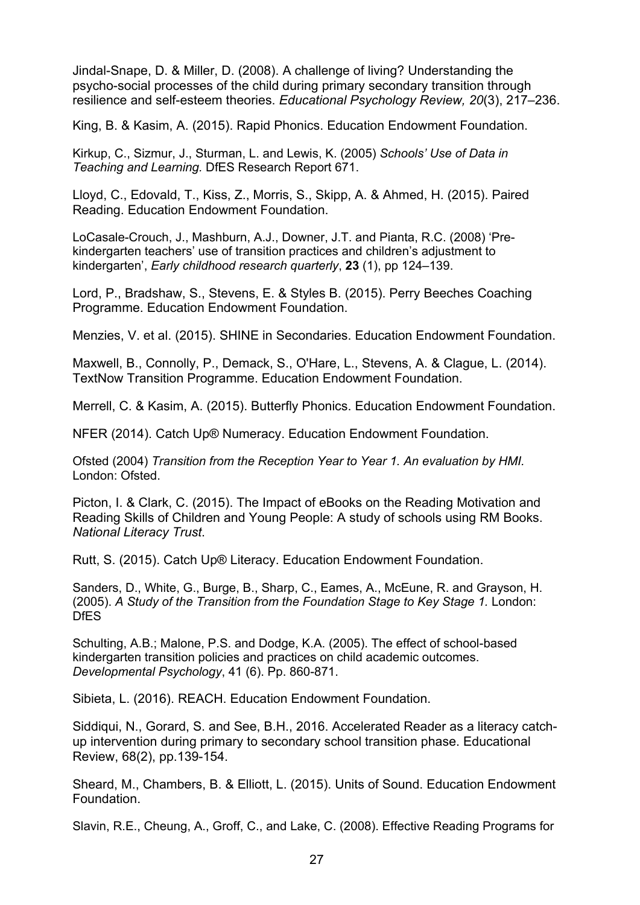Jindal-Snape, D. & Miller, D. (2008). A challenge of living? Understanding the psycho-social processes of the child during primary secondary transition through resilience and self-esteem theories. *Educational Psychology Review, 20*(3), 217–236.

King, B. & Kasim, A. (2015). Rapid Phonics. Education Endowment Foundation.

Kirkup, C., Sizmur, J., Sturman, L. and Lewis, K. (2005) *Schools' Use of Data in Teaching and Learning.* DfES Research Report 671.

Lloyd, C., Edovald, T., Kiss, Z., Morris, S., Skipp, A. & Ahmed, H. (2015). Paired Reading. Education Endowment Foundation.

LoCasale-Crouch, J., Mashburn, A.J., Downer, J.T. and Pianta, R.C. (2008) 'Pre-kindergarten teachers' use of transition practices and children's adjustment to kindergarten', *Early childhood research quarterly*, **23** (1), pp 124–139.

Lord, P., Bradshaw, S., Stevens, E. & Styles B. (2015). Perry Beeches Coaching Programme. Education Endowment Foundation.

Menzies, V. et al. (2015). SHINE in Secondaries. Education Endowment Foundation.

Maxwell, B., Connolly, P., Demack, S., O'Hare, L., Stevens, A. & Clague, L. (2014). TextNow Transition Programme. Education Endowment Foundation.

Merrell, C. & Kasim, A. (2015). Butterfly Phonics. Education Endowment Foundation.

NFER (2014). Catch Up® Numeracy. Education Endowment Foundation.

Ofsted (2004) *Transition from the Reception Year to Year 1. An evaluation by HMI.* London: Ofsted.

Picton, I. & Clark, C. (2015). The Impact of eBooks on the Reading Motivation and Reading Skills of Children and Young People: A study of schools using RM Books. *National Literacy Trust*.

Rutt, S. (2015). Catch Up® Literacy. Education Endowment Foundation.

Sanders, D., White, G., Burge, B., Sharp, C., Eames, A., McEune, R. and Grayson, H. (2005). *A Study of the Transition from the Foundation Stage to Key Stage 1.* London: DfES

Schulting, A.B.; Malone, P.S. and Dodge, K.A. (2005). The effect of school-based kindergarten transition policies and practices on child academic outcomes. *Developmental Psychology*, 41 (6). Pp. 860-871.

Sibieta, L. (2016). REACH. Education Endowment Foundation.

Siddiqui, N., Gorard, S. and See, B.H., 2016. Accelerated Reader as a literacy catch-up intervention during primary to secondary school transition phase. Educational Review, 68(2), pp.139-154.

Sheard, M., Chambers, B. & Elliott, L. (2015). Units of Sound. Education Endowment Foundation.

Slavin, R.E., Cheung, A., Groff, C., and Lake, C. (2008). Effective Reading Programs for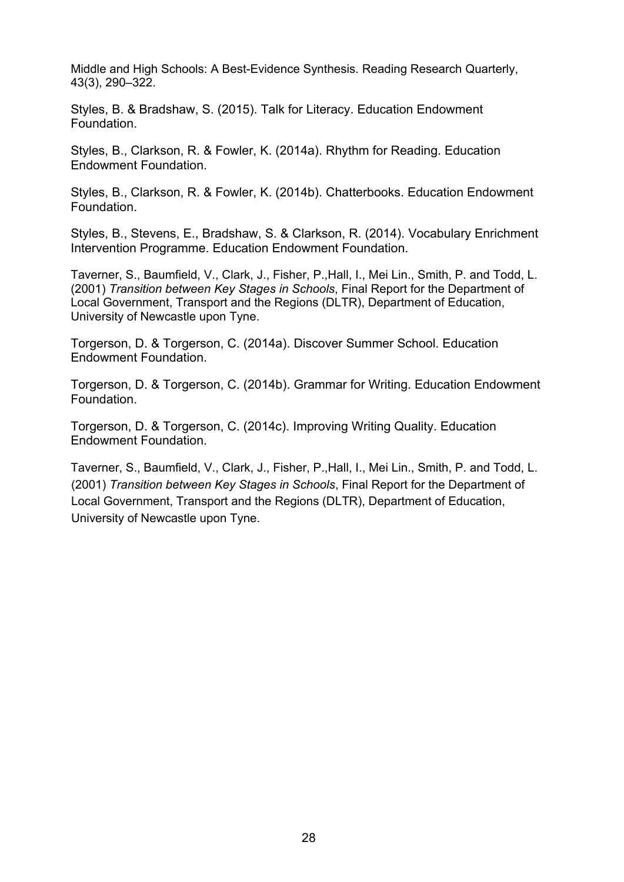Middle and High Schools: A Best-Evidence Synthesis. Reading Research Quarterly, 43(3), 290–322.

Styles, B. & Bradshaw, S. (2015). Talk for Literacy. Education Endowment Foundation.

Styles, B., Clarkson, R. & Fowler, K. (2014a). Rhythm for Reading. Education Endowment Foundation.

Styles, B., Clarkson, R. & Fowler, K. (2014b). Chatterbooks. Education Endowment Foundation.

Styles, B., Stevens, E., Bradshaw, S. & Clarkson, R. (2014). Vocabulary Enrichment Intervention Programme. Education Endowment Foundation.

Taverner, S., Baumfield, V., Clark, J., Fisher, P.,Hall, I., Mei Lin., Smith, P. and Todd, L. (2001) *Transition between Key Stages in Schools*, Final Report for the Department of Local Government, Transport and the Regions (DLTR), Department of Education, University of Newcastle upon Tyne.

Torgerson, D. & Torgerson, C. (2014a). Discover Summer School. Education Endowment Foundation.

Torgerson, D. & Torgerson, C. (2014b). Grammar for Writing. Education Endowment Foundation.

Torgerson, D. & Torgerson, C. (2014c). Improving Writing Quality. Education Endowment Foundation.

Taverner, S., Baumfield, V., Clark, J., Fisher, P.,Hall, I., Mei Lin., Smith, P. and Todd, L. (2001) *Transition between Key Stages in Schools*, Final Report for the Department of Local Government, Transport and the Regions (DLTR), Department of Education, University of Newcastle upon Tyne.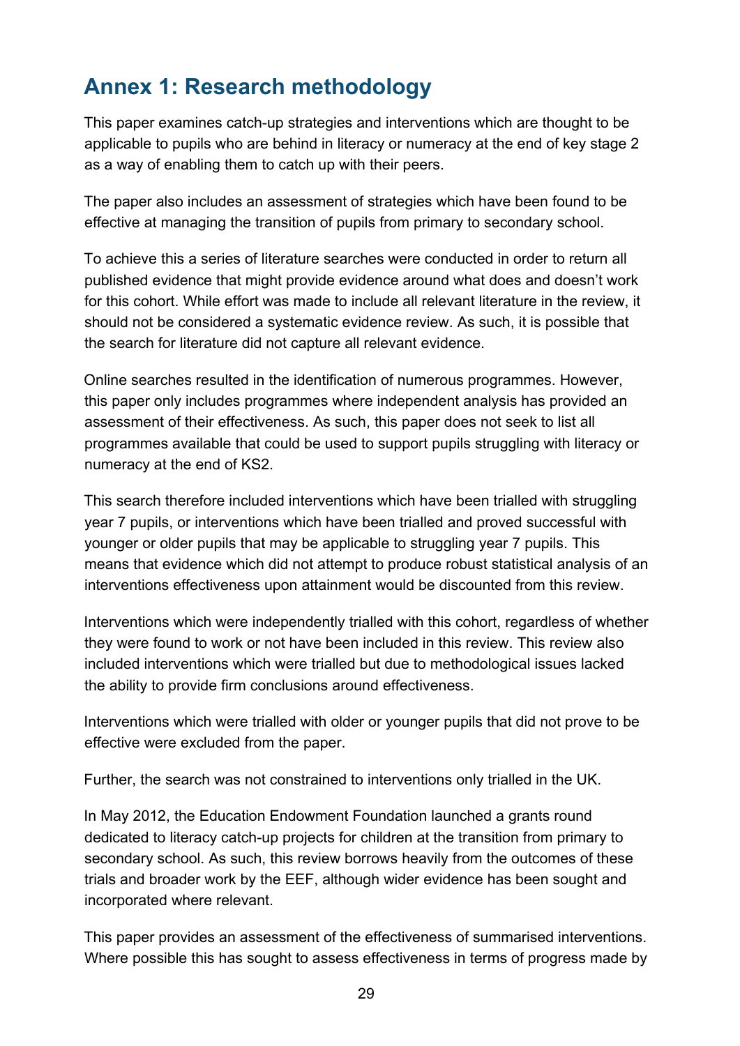## Annex 1: Research methodology

This paper examines catch-up strategies and interventions which are thought to be applicable to pupils who are behind in literacy or numeracy at the end of key stage 2 as a way of enabling them to catch up with their peers.

The paper also includes an assessment of strategies which have been found to be effective at managing the transition of pupils from primary to secondary school.

To achieve this a series of literature searches were conducted in order to return all published evidence that might provide evidence around what does and doesn't work for this cohort. While effort was made to include all relevant literature in the review, it should not be considered a systematic evidence review. As such, it is possible that the search for literature did not capture all relevant evidence.

Online searches resulted in the identification of numerous programmes. However, this paper only includes programmes where independent analysis has provided an assessment of their effectiveness. As such, this paper does not seek to list all programmes available that could be used to support pupils struggling with literacy or numeracy at the end of KS2.

This search therefore included interventions which have been trialled with struggling year 7 pupils, or interventions which have been trialled and proved successful with younger or older pupils that may be applicable to struggling year 7 pupils. This means that evidence which did not attempt to produce robust statistical analysis of an interventions effectiveness upon attainment would be discounted from this review.

Interventions which were independently trialled with this cohort, regardless of whether they were found to work or not have been included in this review. This review also included interventions which were trialled but due to methodological issues lacked the ability to provide firm conclusions around effectiveness.

Interventions which were trialled with older or younger pupils that did not prove to be effective were excluded from the paper.

Further, the search was not constrained to interventions only trialled in the UK.

In May 2012, the Education Endowment Foundation launched a grants round dedicated to literacy catch-up projects for children at the transition from primary to secondary school. As such, this review borrows heavily from the outcomes of these trials and broader work by the EEF, although wider evidence has been sought and incorporated where relevant.

This paper provides an assessment of the effectiveness of summarised interventions. Where possible this has sought to assess effectiveness in terms of progress made by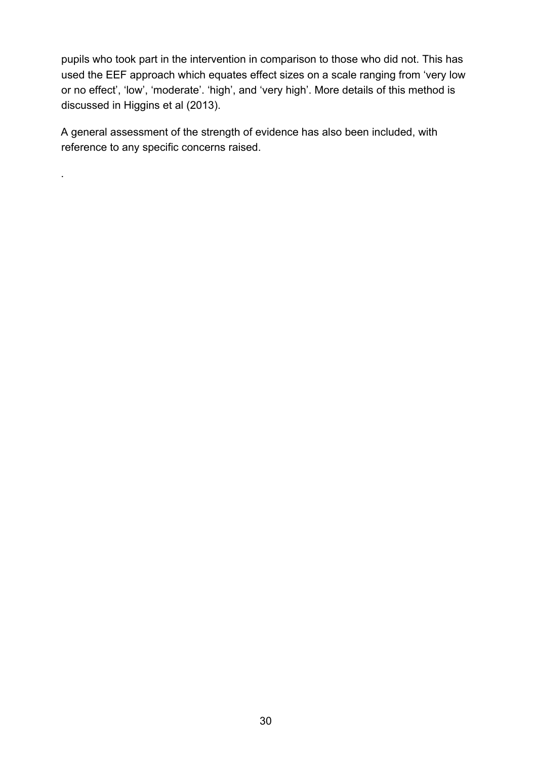pupils who took part in the intervention in comparison to those who did not. This has used the EEF approach which equates effect sizes on a scale ranging from 'very low or no effect', 'low', 'moderate'. 'high', and 'very high'. More details of this method is discussed in Higgins et al (2013).

A general assessment of the strength of evidence has also been included, with reference to any specific concerns raised.

.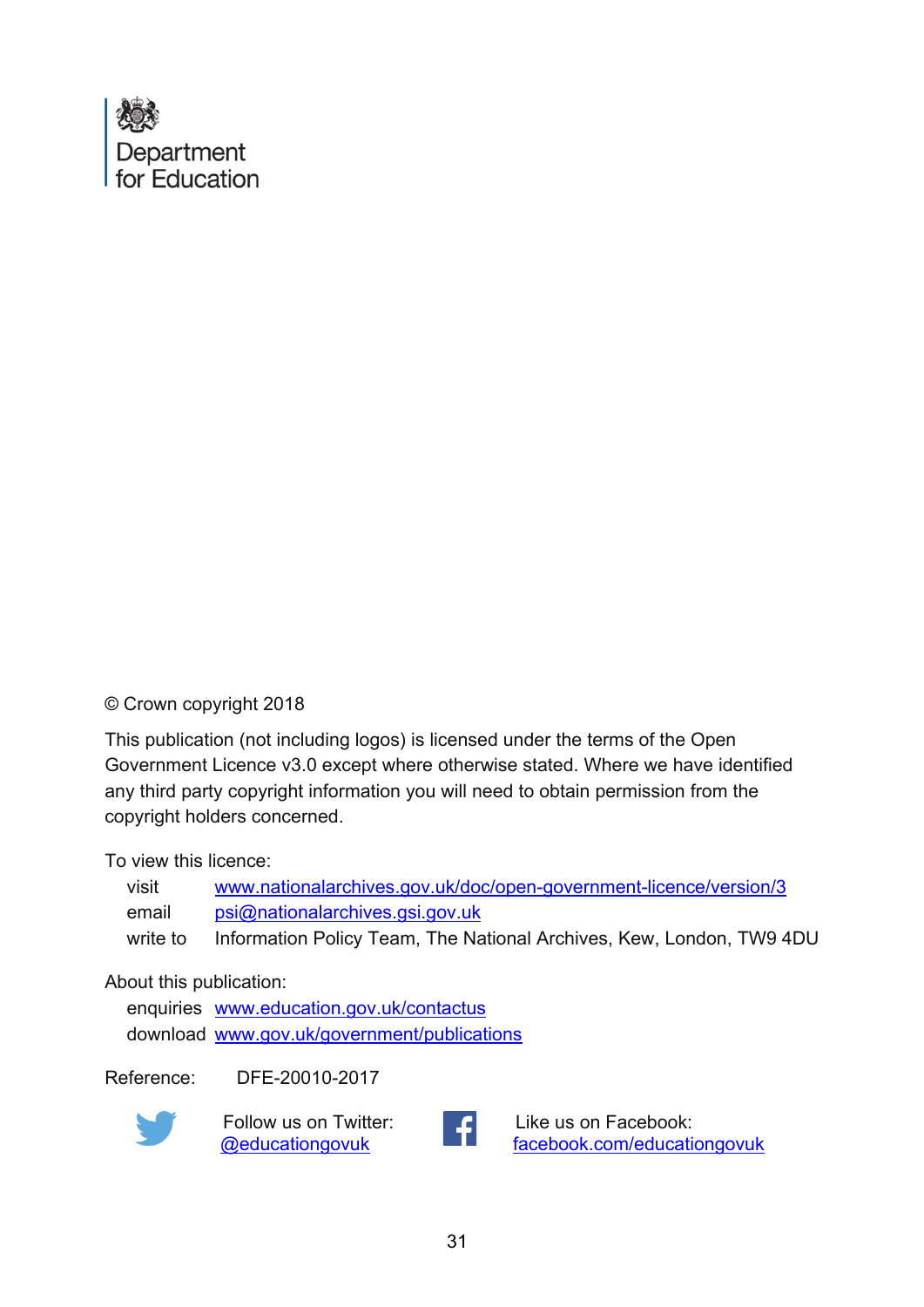Department for Education

© Crown copyright 2018

This publication (not including logos) is licensed under the terms of the Open Government Licence v3.0 except where otherwise stated. Where we have identified any third party copyright information you will need to obtain permission from the copyright holders concerned.

To view this licence:

| | |
|---|---|
| visit | www.nationalarchives.gov.uk/doc/open-government-licence/version/3 |
| email | psi@nationalarchives.gsi.gov.uk |
| write to | Information Policy Team, The National Archives, Kew, London, TW9 4DU |

About this publication:

| | |
|---|---|
| enquiries | www.education.gov.uk/contactus |
| download | www.gov.uk/government/publications |

Reference: DFE-20010-2017

Follow us on Twitter: @educationgovuk

Like us on Facebook: facebook.com/educationgovuk